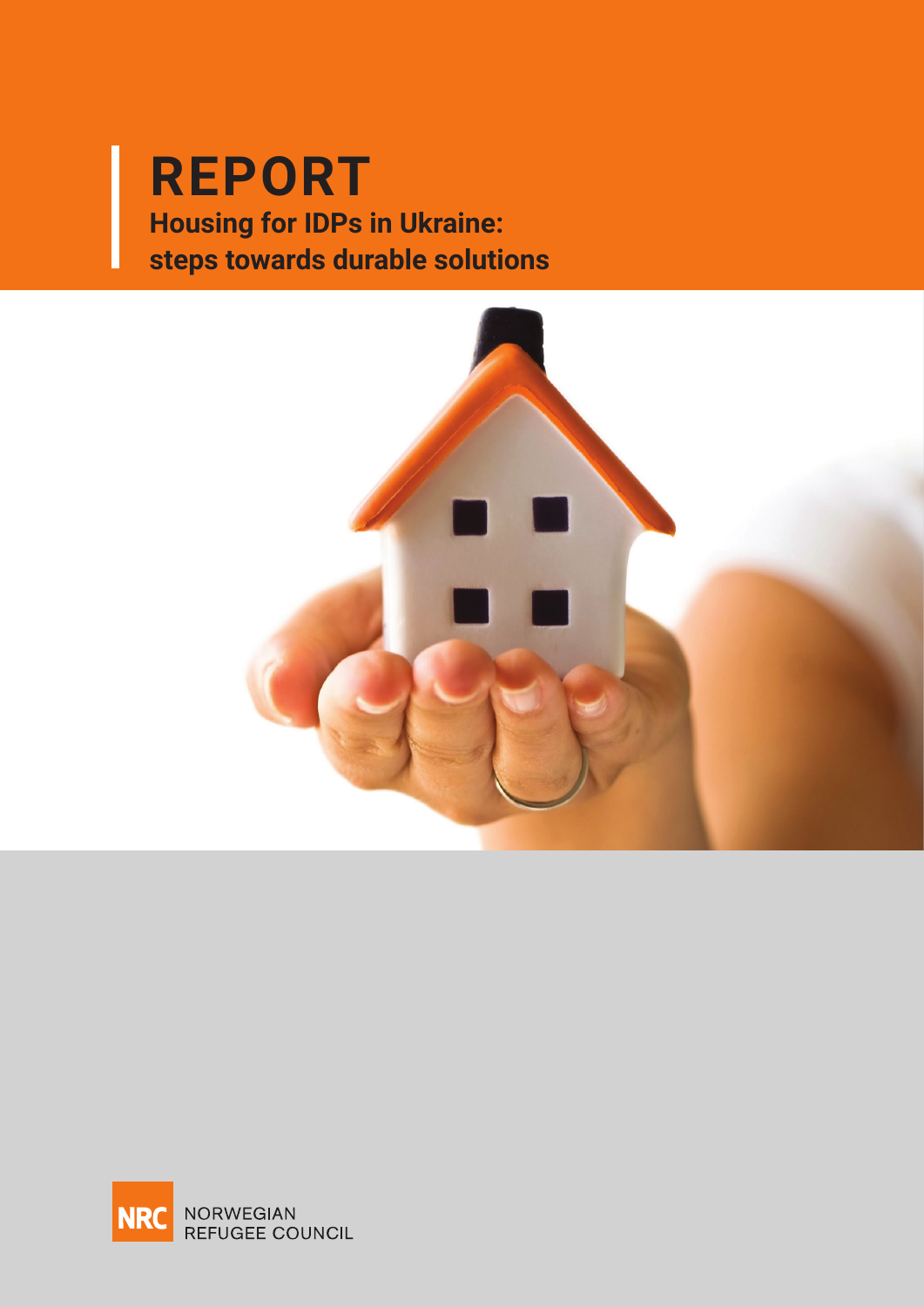# REPORT

## Housing for IDPs in Ukraine: steps towards durable solutions

NRC NORWEGIAN REFUGEE COUNCIL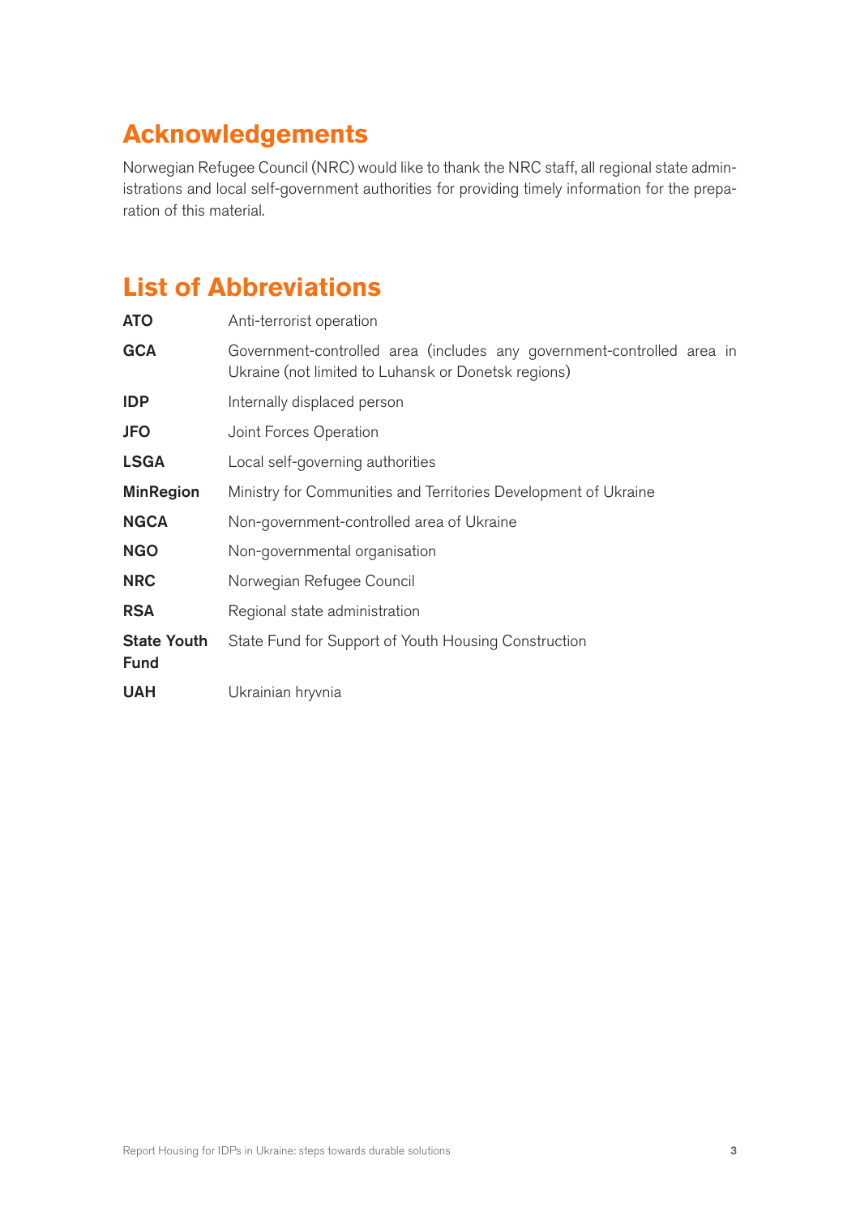## Acknowledgements

Norwegian Refugee Council (NRC) would like to thank the NRC staff, all regional state administrations and local self-government authorities for providing timely information for the preparation of this material.

## List of Abbreviations

| | |
|---|---|
| **ATO** | Anti-terrorist operation |
| **GCA** | Government-controlled area (includes any government-controlled area in Ukraine (not limited to Luhansk or Donetsk regions) |
| **IDP** | Internally displaced person |
| **JFO** | Joint Forces Operation |
| **LSGA** | Local self-governing authorities |
| **MinRegion** | Ministry for Communities and Territories Development of Ukraine |
| **NGCA** | Non-government-controlled area of Ukraine |
| **NGO** | Non-governmental organisation |
| **NRC** | Norwegian Refugee Council |
| **RSA** | Regional state administration |
| **State Youth Fund** | State Fund for Support of Youth Housing Construction |
| **UAH** | Ukrainian hryvnia |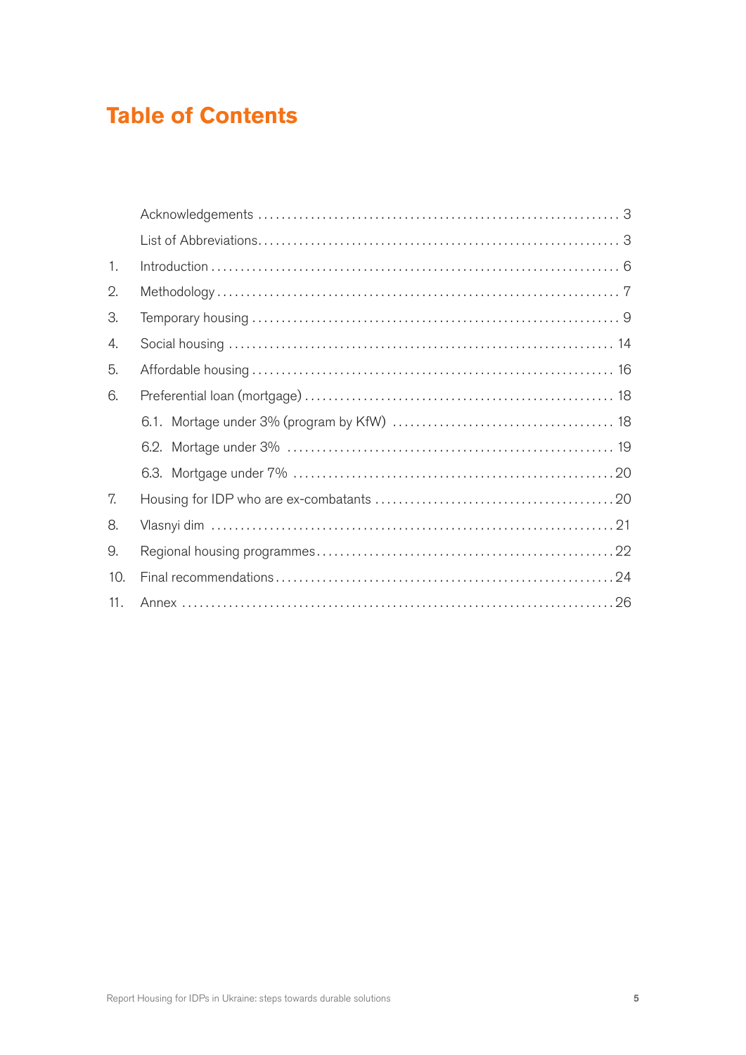# Table of Contents

| | | |
|---|---|---|
| | Acknowledgements | 3 |
| | List of Abbreviations | 3 |
| 1. | Introduction | 6 |
| 2. | Methodology | 7 |
| 3. | Temporary housing | 9 |
| 4. | Social housing | 14 |
| 5. | Affordable housing | 16 |
| 6. | Preferential loan (mortgage) | 18 |
| | 6.1. Mortage under 3% (program by KfW) | 18 |
| | 6.2. Mortage under 3% | 19 |
| | 6.3. Mortgage under 7% | 20 |
| 7. | Housing for IDP who are ex-combatants | 20 |
| 8. | Vlasnyi dim | 21 |
| 9. | Regional housing programmes | 22 |
| 10. | Final recommendations | 24 |
| 11. | Annex | 26 |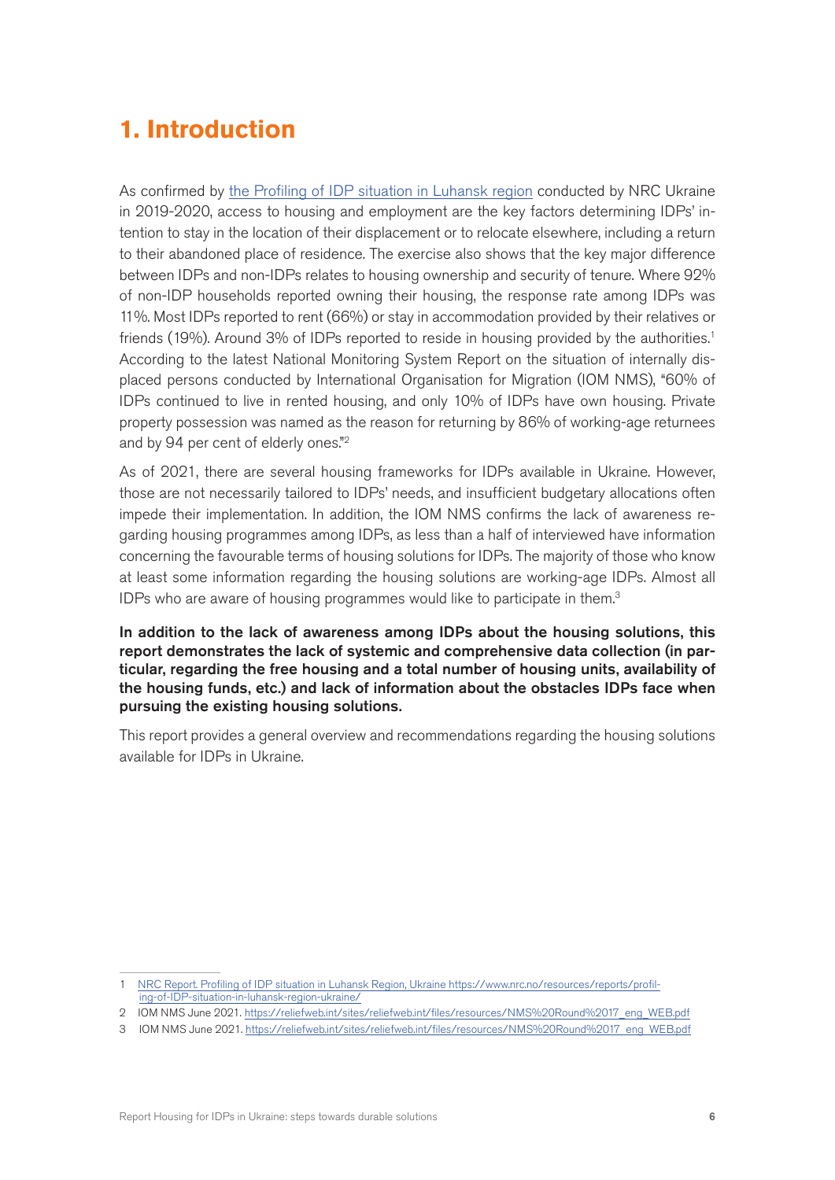# 1. Introduction

As confirmed by the Profiling of IDP situation in Luhansk region conducted by NRC Ukraine in 2019-2020, access to housing and employment are the key factors determining IDPs' intention to stay in the location of their displacement or to relocate elsewhere, including a return to their abandoned place of residence. The exercise also shows that the key major difference between IDPs and non-IDPs relates to housing ownership and security of tenure. Where 92% of non-IDP households reported owning their housing, the response rate among IDPs was 11%. Most IDPs reported to rent (66%) or stay in accommodation provided by their relatives or friends (19%). Around 3% of IDPs reported to reside in housing provided by the authorities.[1] According to the latest National Monitoring System Report on the situation of internally displaced persons conducted by International Organisation for Migration (IOM NMS), "60% of IDPs continued to live in rented housing, and only 10% of IDPs have own housing. Private property possession was named as the reason for returning by 86% of working-age returnees and by 94 per cent of elderly ones."[2]

As of 2021, there are several housing frameworks for IDPs available in Ukraine. However, those are not necessarily tailored to IDPs' needs, and insufficient budgetary allocations often impede their implementation. In addition, the IOM NMS confirms the lack of awareness regarding housing programmes among IDPs, as less than a half of interviewed have information concerning the favourable terms of housing solutions for IDPs. The majority of those who know at least some information regarding the housing solutions are working-age IDPs. Almost all IDPs who are aware of housing programmes would like to participate in them.[3]

**In addition to the lack of awareness among IDPs about the housing solutions, this report demonstrates the lack of systemic and comprehensive data collection (in particular, regarding the free housing and a total number of housing units, availability of the housing funds, etc.) and lack of information about the obstacles IDPs face when pursuing the existing housing solutions.**

This report provides a general overview and recommendations regarding the housing solutions available for IDPs in Ukraine.

---

1 NRC Report. Profiling of IDP situation in Luhansk Region, Ukraine https://www.nrc.no/resources/reports/profiling-of-IDP-situation-in-luhansk-region-ukraine/

2 IOM NMS June 2021. https://reliefweb.int/sites/reliefweb.int/files/resources/NMS%20Round%2017_eng_WEB.pdf

3 IOM NMS June 2021. https://reliefweb.int/sites/reliefweb.int/files/resources/NMS%20Round%2017_eng_WEB.pdf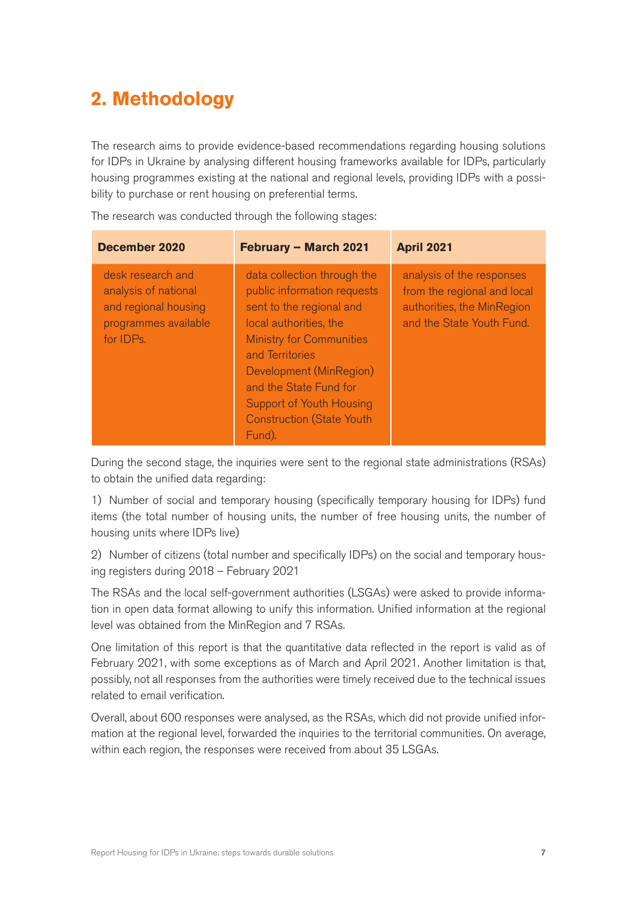## 2. Methodology

The research aims to provide evidence-based recommendations regarding housing solutions for IDPs in Ukraine by analysing different housing frameworks available for IDPs, particularly housing programmes existing at the national and regional levels, providing IDPs with a possibility to purchase or rent housing on preferential terms.

The research was conducted through the following stages:

| December 2020 | February – March 2021 | April 2021 |
|---|---|---|
| desk research and analysis of national and regional housing programmes available for IDPs. | data collection through the public information requests sent to the regional and local authorities, the Ministry for Communities and Territories Development (MinRegion) and the State Fund for Support of Youth Housing Construction (State Youth Fund). | analysis of the responses from the regional and local authorities, the MinRegion and the State Youth Fund. |

During the second stage, the inquiries were sent to the regional state administrations (RSAs) to obtain the unified data regarding:

1) Number of social and temporary housing (specifically temporary housing for IDPs) fund items (the total number of housing units, the number of free housing units, the number of housing units where IDPs live)

2) Number of citizens (total number and specifically IDPs) on the social and temporary housing registers during 2018 – February 2021

The RSAs and the local self-government authorities (LSGAs) were asked to provide information in open data format allowing to unify this information. Unified information at the regional level was obtained from the MinRegion and 7 RSAs.

One limitation of this report is that the quantitative data reflected in the report is valid as of February 2021, with some exceptions as of March and April 2021. Another limitation is that, possibly, not all responses from the authorities were timely received due to the technical issues related to email verification.

Overall, about 600 responses were analysed, as the RSAs, which did not provide unified information at the regional level, forwarded the inquiries to the territorial communities. On average, within each region, the responses were received from about 35 LSGAs.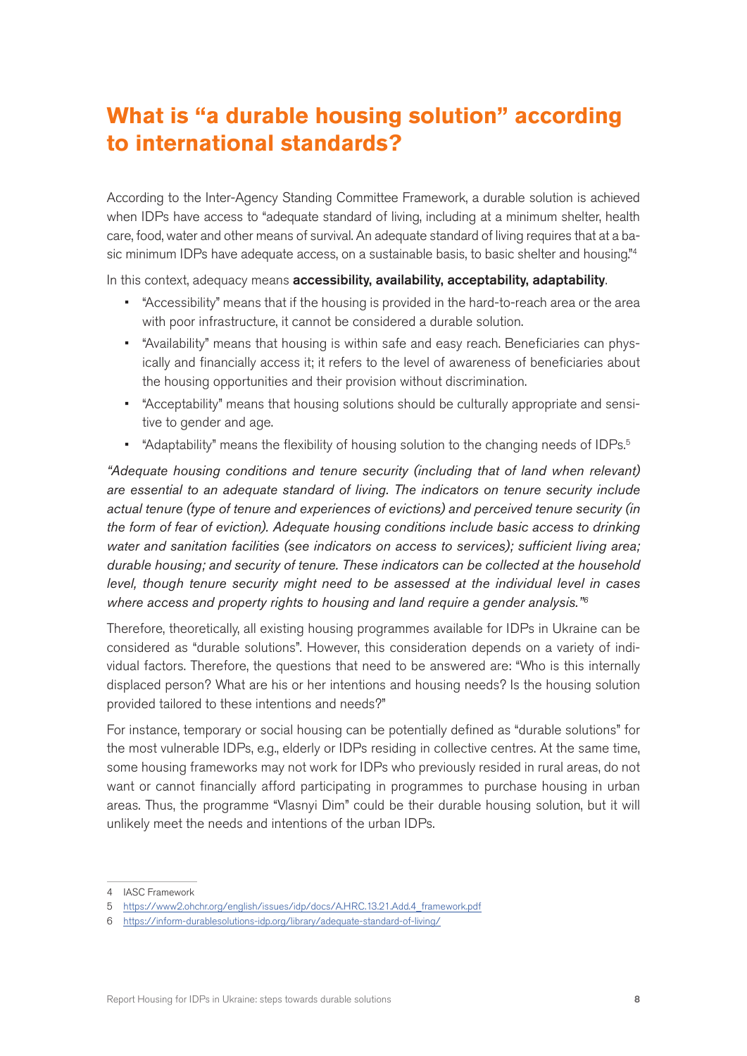# What is "a durable housing solution" according to international standards?

According to the Inter-Agency Standing Committee Framework, a durable solution is achieved when IDPs have access to "adequate standard of living, including at a minimum shelter, health care, food, water and other means of survival. An adequate standard of living requires that at a basic minimum IDPs have adequate access, on a sustainable basis, to basic shelter and housing."[4]

In this context, adequacy means **accessibility, availability, acceptability, adaptability**.

- "Accessibility" means that if the housing is provided in the hard-to-reach area or the area with poor infrastructure, it cannot be considered a durable solution.
- "Availability" means that housing is within safe and easy reach. Beneficiaries can physically and financially access it; it refers to the level of awareness of beneficiaries about the housing opportunities and their provision without discrimination.
- "Acceptability" means that housing solutions should be culturally appropriate and sensitive to gender and age.
- "Adaptability" means the flexibility of housing solution to the changing needs of IDPs.[5]

*"Adequate housing conditions and tenure security (including that of land when relevant) are essential to an adequate standard of living. The indicators on tenure security include actual tenure (type of tenure and experiences of evictions) and perceived tenure security (in the form of fear of eviction). Adequate housing conditions include basic access to drinking water and sanitation facilities (see indicators on access to services); sufficient living area; durable housing; and security of tenure. These indicators can be collected at the household level, though tenure security might need to be assessed at the individual level in cases where access and property rights to housing and land require a gender analysis."*[6]

Therefore, theoretically, all existing housing programmes available for IDPs in Ukraine can be considered as "durable solutions". However, this consideration depends on a variety of individual factors. Therefore, the questions that need to be answered are: "Who is this internally displaced person? What are his or her intentions and housing needs? Is the housing solution provided tailored to these intentions and needs?"

For instance, temporary or social housing can be potentially defined as "durable solutions" for the most vulnerable IDPs, e.g., elderly or IDPs residing in collective centres. At the same time, some housing frameworks may not work for IDPs who previously resided in rural areas, do not want or cannot financially afford participating in programmes to purchase housing in urban areas. Thus, the programme "Vlasnyi Dim" could be their durable housing solution, but it will unlikely meet the needs and intentions of the urban IDPs.

---

4 IASC Framework

5 https://www2.ohchr.org/english/issues/idp/docs/A.HRC.13.21.Add.4_framework.pdf

6 https://inform-durablesolutions-idp.org/library/adequate-standard-of-living/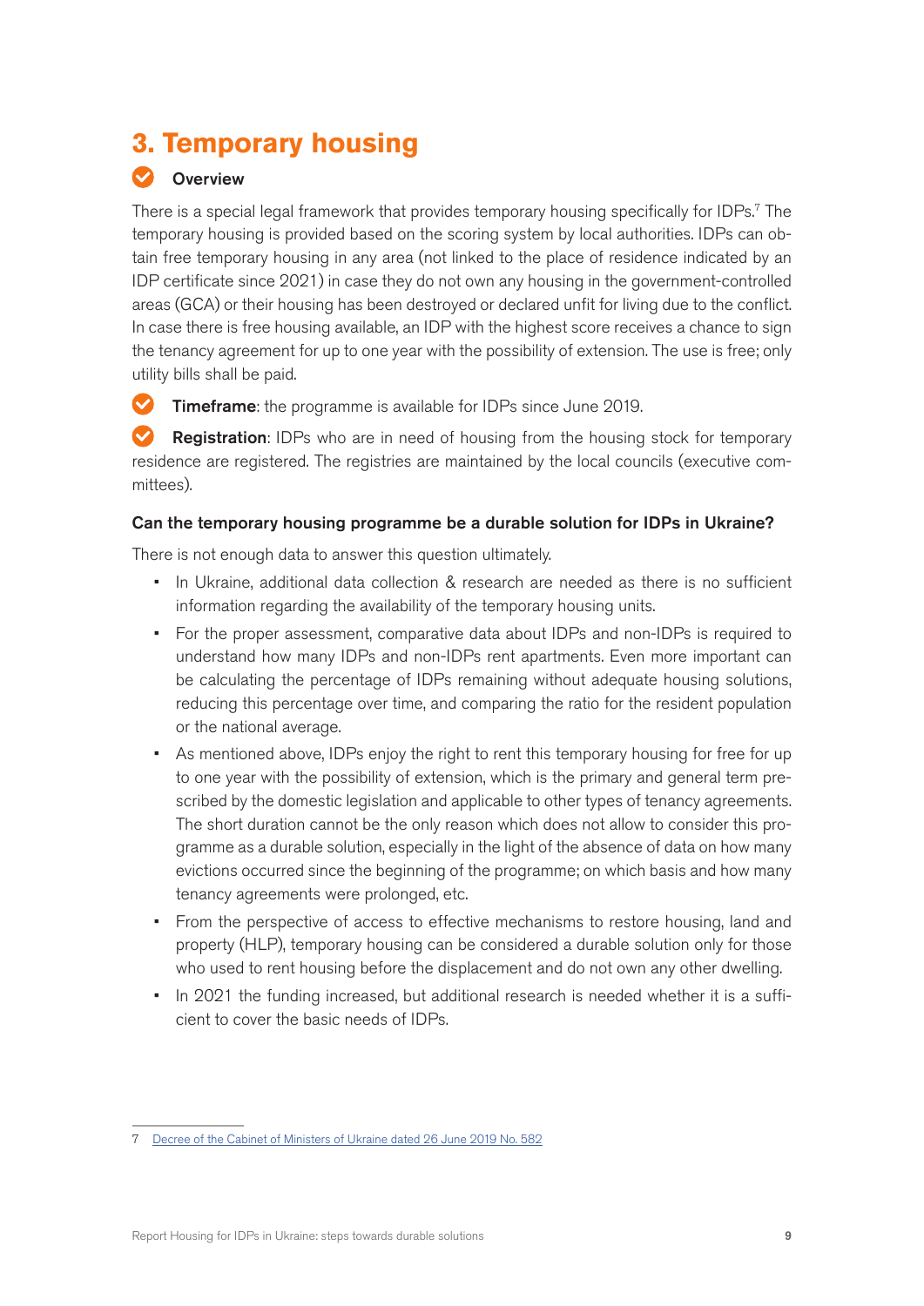# 3. Temporary housing

**Overview**

There is a special legal framework that provides temporary housing specifically for IDPs.[7] The temporary housing is provided based on the scoring system by local authorities. IDPs can obtain free temporary housing in any area (not linked to the place of residence indicated by an IDP certificate since 2021) in case they do not own any housing in the government-controlled areas (GCA) or their housing has been destroyed or declared unfit for living due to the conflict. In case there is free housing available, an IDP with the highest score receives a chance to sign the tenancy agreement for up to one year with the possibility of extension. The use is free; only utility bills shall be paid.

**Timeframe**: the programme is available for IDPs since June 2019.

**Registration**: IDPs who are in need of housing from the housing stock for temporary residence are registered. The registries are maintained by the local councils (executive committees).

### Can the temporary housing programme be a durable solution for IDPs in Ukraine?

There is not enough data to answer this question ultimately.

- In Ukraine, additional data collection & research are needed as there is no sufficient information regarding the availability of the temporary housing units.
- For the proper assessment, comparative data about IDPs and non-IDPs is required to understand how many IDPs and non-IDPs rent apartments. Even more important can be calculating the percentage of IDPs remaining without adequate housing solutions, reducing this percentage over time, and comparing the ratio for the resident population or the national average.
- As mentioned above, IDPs enjoy the right to rent this temporary housing for free for up to one year with the possibility of extension, which is the primary and general term prescribed by the domestic legislation and applicable to other types of tenancy agreements. The short duration cannot be the only reason which does not allow to consider this programme as a durable solution, especially in the light of the absence of data on how many evictions occurred since the beginning of the programme; on which basis and how many tenancy agreements were prolonged, etc.
- From the perspective of access to effective mechanisms to restore housing, land and property (HLP), temporary housing can be considered a durable solution only for those who used to rent housing before the displacement and do not own any other dwelling.
- In 2021 the funding increased, but additional research is needed whether it is a sufficient to cover the basic needs of IDPs.

---

7 Decree of the Cabinet of Ministers of Ukraine dated 26 June 2019 No. 582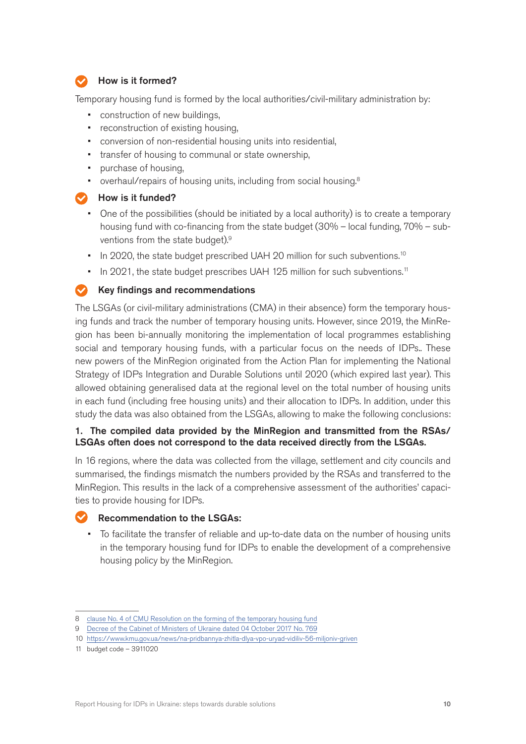### How is it formed?

Temporary housing fund is formed by the local authorities/civil-military administration by:

- construction of new buildings,
- reconstruction of existing housing,
- conversion of non-residential housing units into residential,
- transfer of housing to communal or state ownership,
- purchase of housing,
- overhaul/repairs of housing units, including from social housing.[8]

### How is it funded?

- One of the possibilities (should be initiated by a local authority) is to create a temporary housing fund with co-financing from the state budget (30% – local funding, 70% – subventions from the state budget).[9]
- In 2020, the state budget prescribed UAH 20 million for such subventions.[10]
- In 2021, the state budget prescribes UAH 125 million for such subventions.[11]

### Key findings and recommendations

The LSGAs (or civil-military administrations (CMA) in their absence) form the temporary housing funds and track the number of temporary housing units. However, since 2019, the MinRegion has been bi-annually monitoring the implementation of local programmes establishing social and temporary housing funds, with a particular focus on the needs of IDPs.. These new powers of the MinRegion originated from the Action Plan for implementing the National Strategy of IDPs Integration and Durable Solutions until 2020 (which expired last year). This allowed obtaining generalised data at the regional level on the total number of housing units in each fund (including free housing units) and their allocation to IDPs. In addition, under this study the data was also obtained from the LSGAs, allowing to make the following conclusions:

**1. The compiled data provided by the MinRegion and transmitted from the RSAs/LSGAs often does not correspond to the data received directly from the LSGAs.**

In 16 regions, where the data was collected from the village, settlement and city councils and summarised, the findings mismatch the numbers provided by the RSAs and transferred to the MinRegion. This results in the lack of a comprehensive assessment of the authorities' capacities to provide housing for IDPs.

### Recommendation to the LSGAs:

- To facilitate the transfer of reliable and up-to-date data on the number of housing units in the temporary housing fund for IDPs to enable the development of a comprehensive housing policy by the MinRegion.

---

8 clause No. 4 of CMU Resolution on the forming of the temporary housing fund

9 Decree of the Cabinet of Ministers of Ukraine dated 04 October 2017 No. 769

10 https://www.kmu.gov.ua/news/na-pridbannya-zhitla-dlya-vpo-uryad-vidiliv-56-miljoniv-griven

11 budget code – 3911020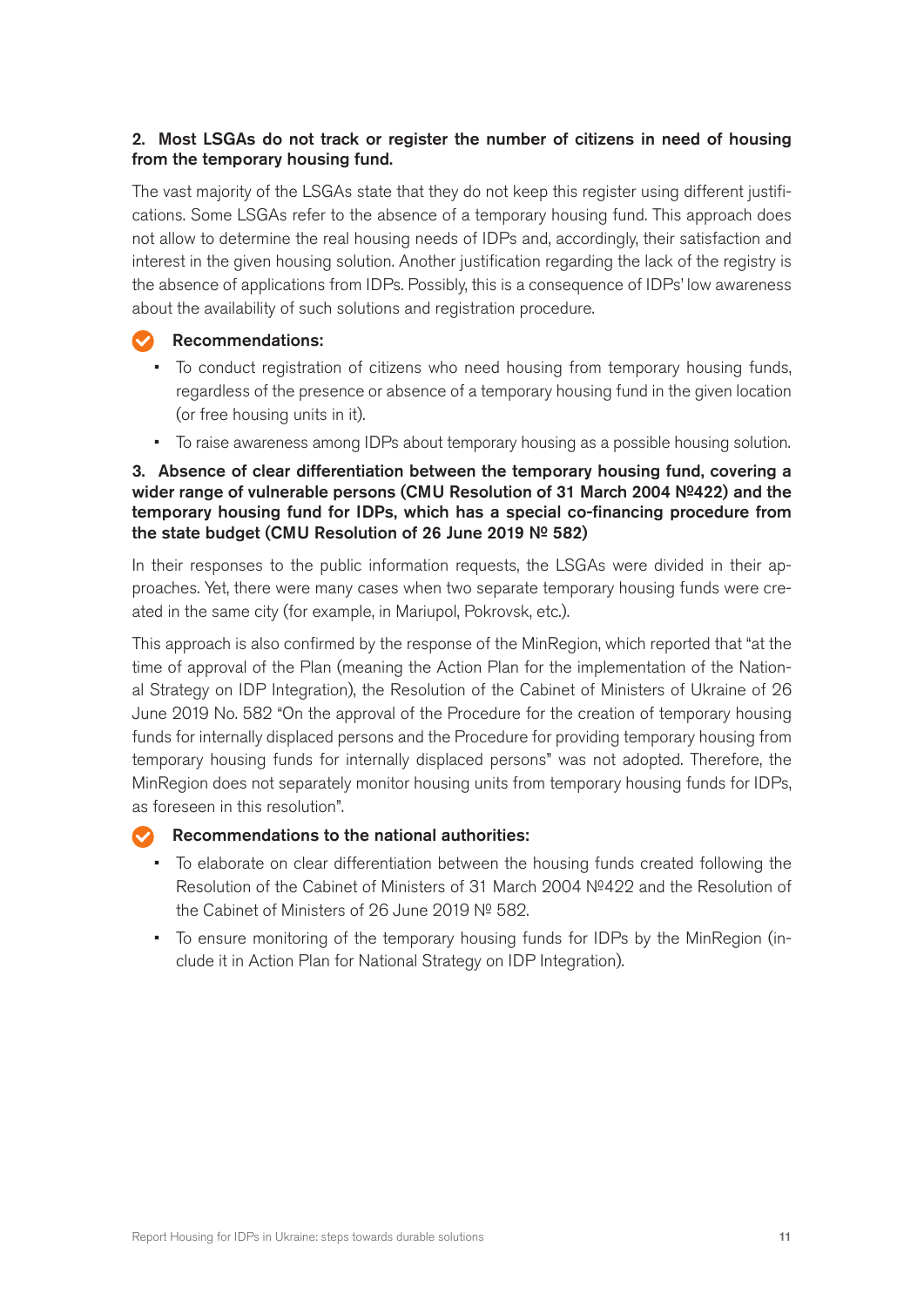### 2. Most LSGAs do not track or register the number of citizens in need of housing from the temporary housing fund.

The vast majority of the LSGAs state that they do not keep this register using different justifications. Some LSGAs refer to the absence of a temporary housing fund. This approach does not allow to determine the real housing needs of IDPs and, accordingly, their satisfaction and interest in the given housing solution. Another justification regarding the lack of the registry is the absence of applications from IDPs. Possibly, this is a consequence of IDPs' low awareness about the availability of such solutions and registration procedure.

**Recommendations:**

- To conduct registration of citizens who need housing from temporary housing funds, regardless of the presence or absence of a temporary housing fund in the given location (or free housing units in it).
- To raise awareness among IDPs about temporary housing as a possible housing solution.

### 3. Absence of clear differentiation between the temporary housing fund, covering a wider range of vulnerable persons (CMU Resolution of 31 March 2004 №422) and the temporary housing fund for IDPs, which has a special co-financing procedure from the state budget (CMU Resolution of 26 June 2019 № 582)

In their responses to the public information requests, the LSGAs were divided in their approaches. Yet, there were many cases when two separate temporary housing funds were created in the same city (for example, in Mariupol, Pokrovsk, etc.).

This approach is also confirmed by the response of the MinRegion, which reported that "at the time of approval of the Plan (meaning the Action Plan for the implementation of the National Strategy on IDP Integration), the Resolution of the Cabinet of Ministers of Ukraine of 26 June 2019 No. 582 "On the approval of the Procedure for the creation of temporary housing funds for internally displaced persons and the Procedure for providing temporary housing from temporary housing funds for internally displaced persons" was not adopted. Therefore, the MinRegion does not separately monitor housing units from temporary housing funds for IDPs, as foreseen in this resolution".

**Recommendations to the national authorities:**

- To elaborate on clear differentiation between the housing funds created following the Resolution of the Cabinet of Ministers of 31 March 2004 №422 and the Resolution of the Cabinet of Ministers of 26 June 2019 № 582.
- To ensure monitoring of the temporary housing funds for IDPs by the MinRegion (include it in Action Plan for National Strategy on IDP Integration).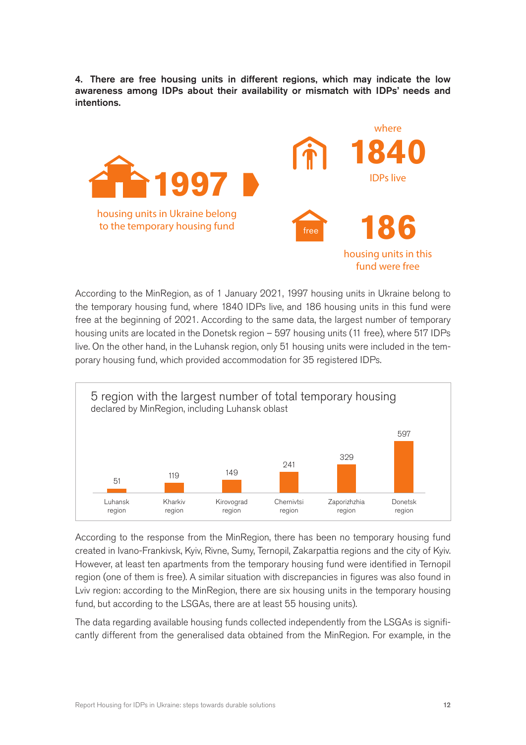**4. There are free housing units in different regions, which may indicate the low awareness among IDPs about their availability or mismatch with IDPs' needs and intentions.**

**1997** housing units in Ukraine belong to the temporary housing fund

where **1840** IDPs live

**186** housing units in this fund were free

According to the MinRegion, as of 1 January 2021, 1997 housing units in Ukraine belong to the temporary housing fund, where 1840 IDPs live, and 186 housing units in this fund were free at the beginning of 2021. According to the same data, the largest number of temporary housing units are located in the Donetsk region – 597 housing units (11 free), where 517 IDPs live. On the other hand, in the Luhansk region, only 51 housing units were included in the temporary housing fund, which provided accommodation for 35 registered IDPs.

5 region with the largest number of total temporary housing
declared by MinRegion, including Luhansk oblast

| Region | Total temporary housing |
|---|---|
| Luhansk region | 51 |
| Kharkiv region | 119 |
| Kirovograd region | 149 |
| Chernivtsi region | 241 |
| Zaporizhzhia region | 329 |
| Donetsk region | 597 |

According to the response from the MinRegion, there has been no temporary housing fund created in Ivano-Frankivsk, Kyiv, Rivne, Sumy, Ternopil, Zakarpattia regions and the city of Kyiv. However, at least ten apartments from the temporary housing fund were identified in Ternopil region (one of them is free). A similar situation with discrepancies in figures was also found in Lviv region: according to the MinRegion, there are six housing units in the temporary housing fund, but according to the LSGAs, there are at least 55 housing units).

The data regarding available housing funds collected independently from the LSGAs is significantly different from the generalised data obtained from the MinRegion. For example, in the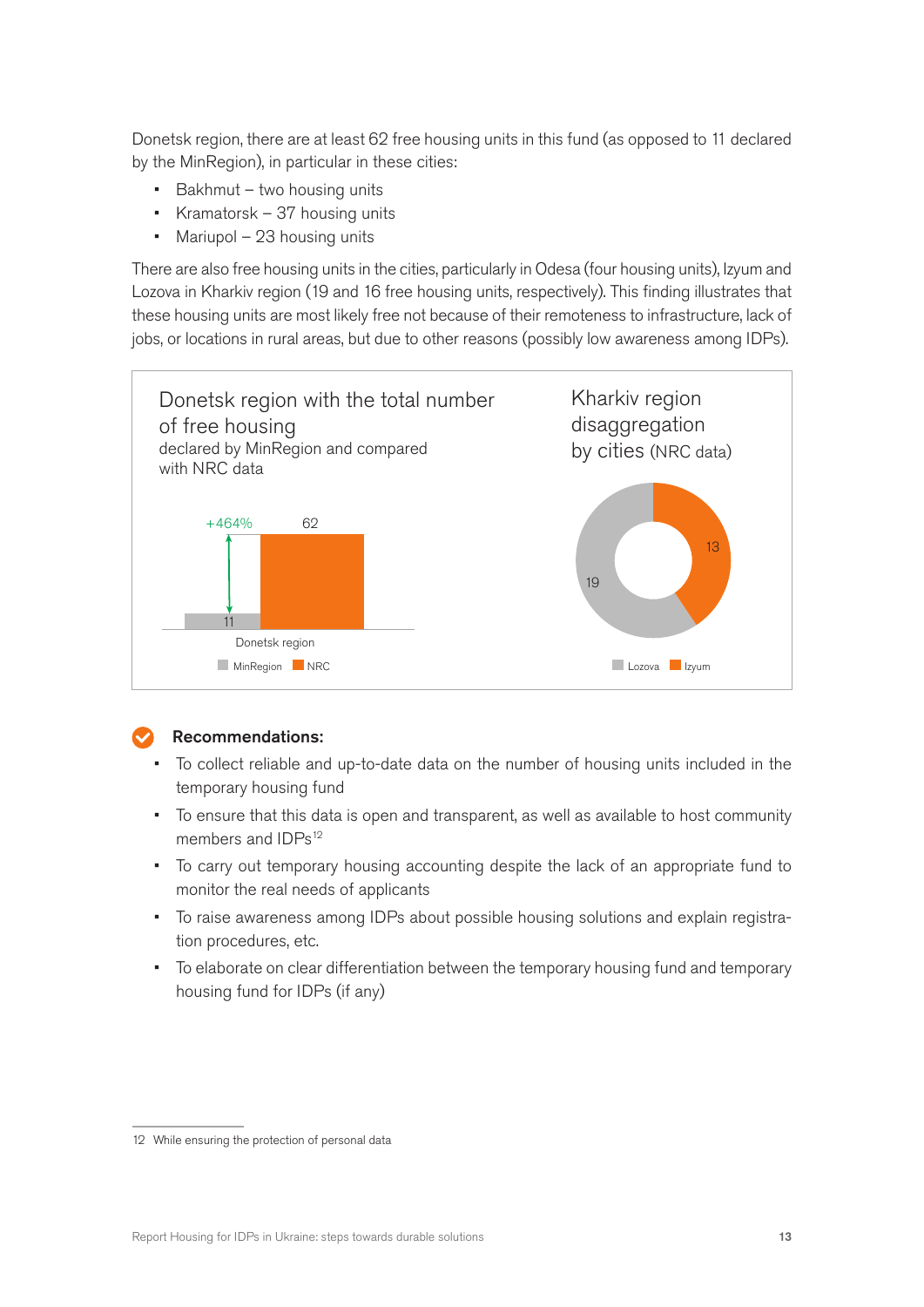Donetsk region, there are at least 62 free housing units in this fund (as opposed to 11 declared by the MinRegion), in particular in these cities:

- Bakhmut – two housing units
- Kramatorsk – 37 housing units
- Mariupol – 23 housing units

There are also free housing units in the cities, particularly in Odesa (four housing units), Izyum and Lozova in Kharkiv region (19 and 16 free housing units, respectively). This finding illustrates that these housing units are most likely free not because of their remoteness to infrastructure, lack of jobs, or locations in rural areas, but due to other reasons (possibly low awareness among IDPs).

Donetsk region with the total number of free housing declared by MinRegion and compared with NRC data

+464%

| | MinRegion | NRC |
|---|---|---|
| Donetsk region | 11 | 62 |

Kharkiv region disaggregation by cities (NRC data)

| City | Free housing units |
|---|---|
| Lozova | 19 |
| Izyum | 13 |

## Recommendations:

- To collect reliable and up-to-date data on the number of housing units included in the temporary housing fund
- To ensure that this data is open and transparent, as well as available to host community members and IDPs[12]
- To carry out temporary housing accounting despite the lack of an appropriate fund to monitor the real needs of applicants
- To raise awareness among IDPs about possible housing solutions and explain registration procedures, etc.
- To elaborate on clear differentiation between the temporary housing fund and temporary housing fund for IDPs (if any)

12 While ensuring the protection of personal data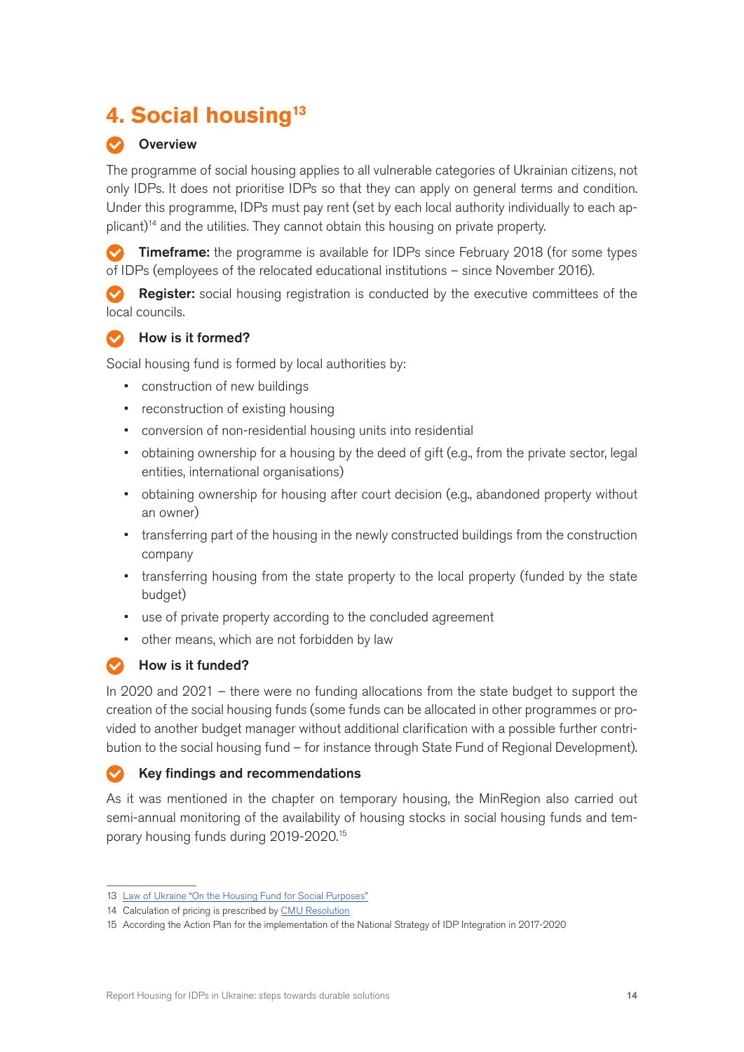## 4. Social housing[13]

### Overview

The programme of social housing applies to all vulnerable categories of Ukrainian citizens, not only IDPs. It does not prioritise IDPs so that they can apply on general terms and condition. Under this programme, IDPs must pay rent (set by each local authority individually to each applicant)[14] and the utilities. They cannot obtain this housing on private property.

**Timeframe:** the programme is available for IDPs since February 2018 (for some types of IDPs (employees of the relocated educational institutions – since November 2016).

**Register:** social housing registration is conducted by the executive committees of the local councils.

### How is it formed?

Social housing fund is formed by local authorities by:

- construction of new buildings
- reconstruction of existing housing
- conversion of non-residential housing units into residential
- obtaining ownership for a housing by the deed of gift (e.g., from the private sector, legal entities, international organisations)
- obtaining ownership for housing after court decision (e.g., abandoned property without an owner)
- transferring part of the housing in the newly constructed buildings from the construction company
- transferring housing from the state property to the local property (funded by the state budget)
- use of private property according to the concluded agreement
- other means, which are not forbidden by law

### How is it funded?

In 2020 and 2021 – there were no funding allocations from the state budget to support the creation of the social housing funds (some funds can be allocated in other programmes or provided to another budget manager without additional clarification with a possible further contribution to the social housing fund – for instance through State Fund of Regional Development).

### Key findings and recommendations

As it was mentioned in the chapter on temporary housing, the MinRegion also carried out semi-annual monitoring of the availability of housing stocks in social housing funds and temporary housing funds during 2019-2020.[15]

---

13 Law of Ukraine "On the Housing Fund for Social Purposes"

14 Calculation of pricing is prescribed by CMU Resolution

15 According the Action Plan for the implementation of the National Strategy of IDP Integration in 2017-2020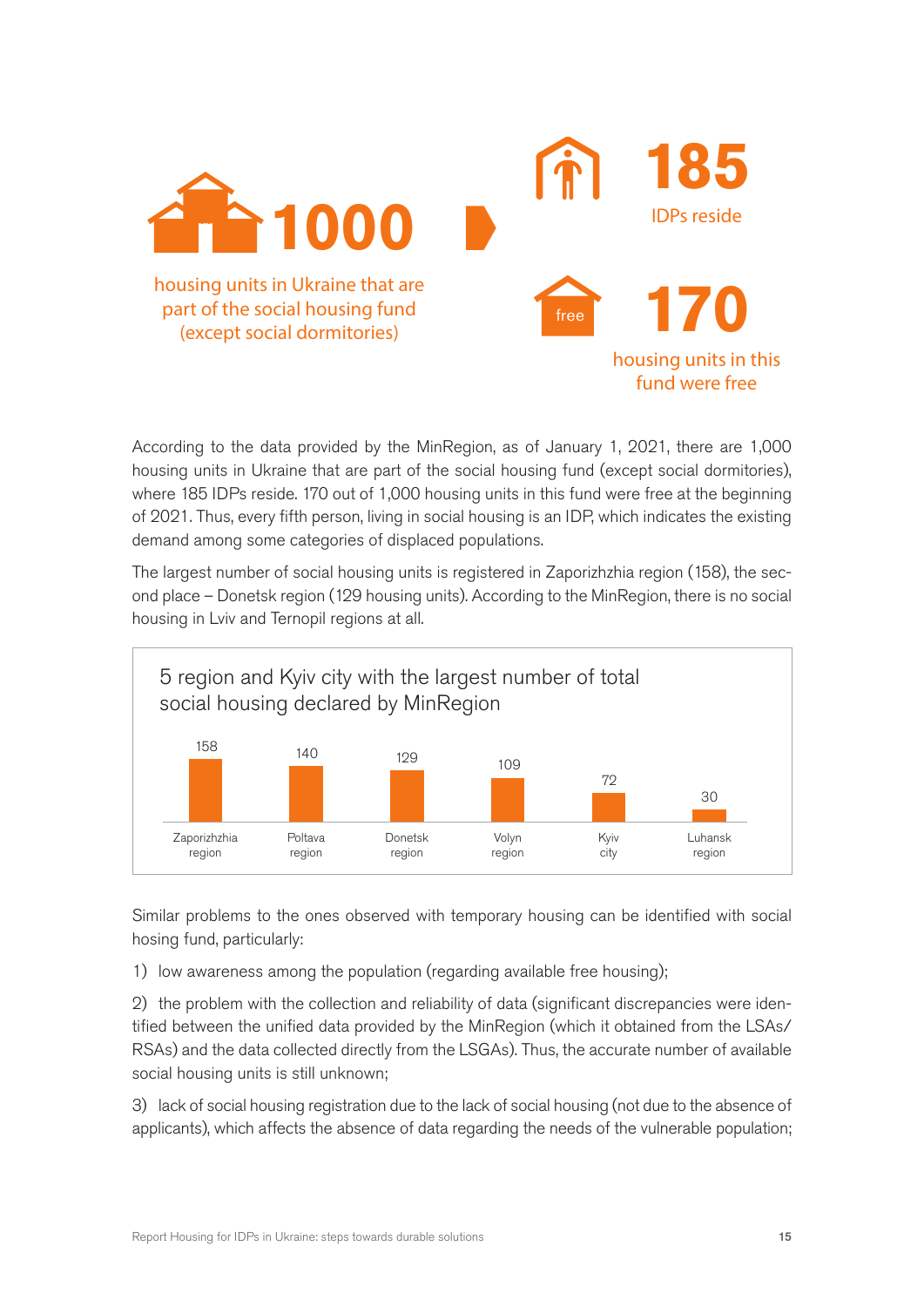**1000**

housing units in Ukraine that are part of the social housing fund (except social dormitories)

**185**

IDPs reside

**170**

housing units in this fund were free

According to the data provided by the MinRegion, as of January 1, 2021, there are 1,000 housing units in Ukraine that are part of the social housing fund (except social dormitories), where 185 IDPs reside. 170 out of 1,000 housing units in this fund were free at the beginning of 2021. Thus, every fifth person, living in social housing is an IDP, which indicates the existing demand among some categories of displaced populations.

The largest number of social housing units is registered in Zaporizhzhia region (158), the second place – Donetsk region (129 housing units). According to the MinRegion, there is no social housing in Lviv and Ternopil regions at all.

5 region and Kyiv city with the largest number of total social housing declared by MinRegion

| Zaporizhzhia region | Poltava region | Donetsk region | Volyn region | Kyiv city | Luhansk region |
|---|---|---|---|---|---|
| 158 | 140 | 129 | 109 | 72 | 30 |

Similar problems to the ones observed with temporary housing can be identified with social hosing fund, particularly:

1) low awareness among the population (regarding available free housing);

2) the problem with the collection and reliability of data (significant discrepancies were identified between the unified data provided by the MinRegion (which it obtained from the LSAs/RSAs) and the data collected directly from the LSGAs). Thus, the accurate number of available social housing units is still unknown;

3) lack of social housing registration due to the lack of social housing (not due to the absence of applicants), which affects the absence of data regarding the needs of the vulnerable population;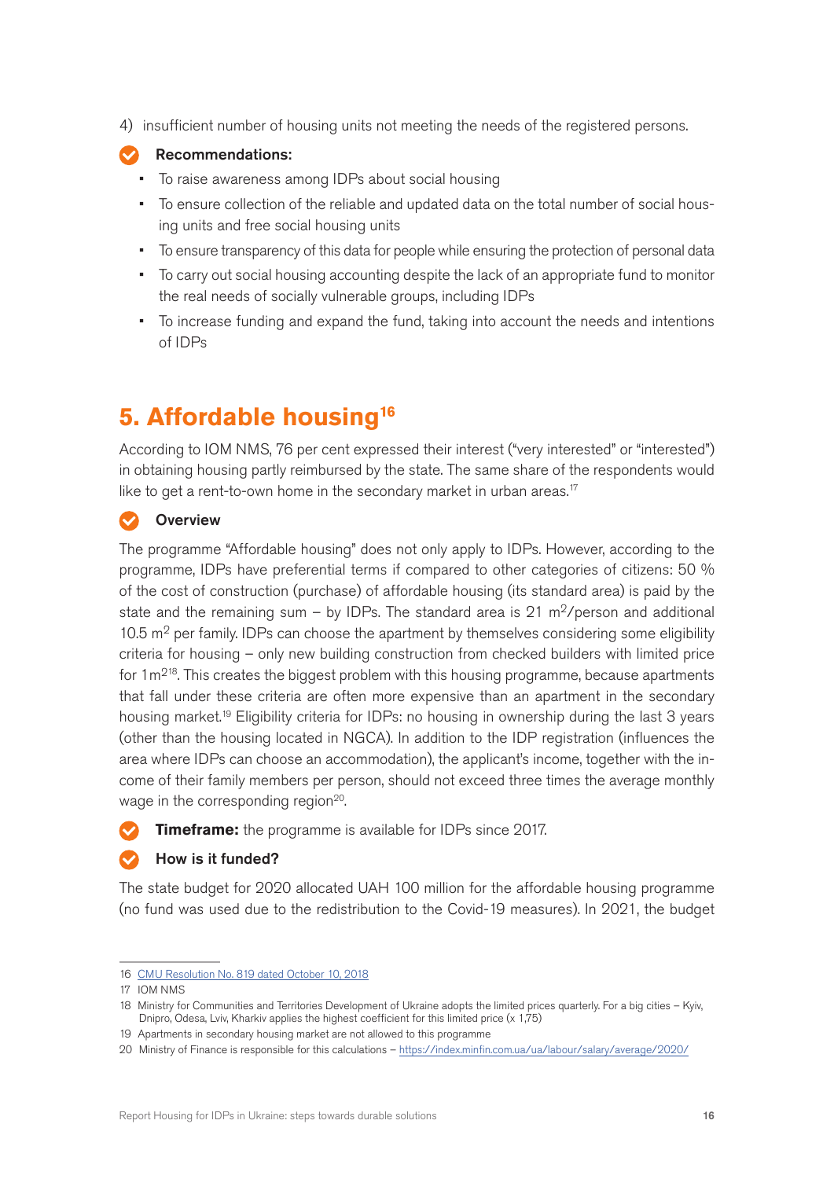4) insufficient number of housing units not meeting the needs of the registered persons.

**Recommendations:**

- To raise awareness among IDPs about social housing
- To ensure collection of the reliable and updated data on the total number of social housing units and free social housing units
- To ensure transparency of this data for people while ensuring the protection of personal data
- To carry out social housing accounting despite the lack of an appropriate fund to monitor the real needs of socially vulnerable groups, including IDPs
- To increase funding and expand the fund, taking into account the needs and intentions of IDPs

## 5. Affordable housing[16]

According to IOM NMS, 76 per cent expressed their interest ("very interested" or "interested") in obtaining housing partly reimbursed by the state. The same share of the respondents would like to get a rent-to-own home in the secondary market in urban areas.[17]

**Overview**

The programme "Affordable housing" does not only apply to IDPs. However, according to the programme, IDPs have preferential terms if compared to other categories of citizens: 50 % of the cost of construction (purchase) of affordable housing (its standard area) is paid by the state and the remaining sum – by IDPs. The standard area is 21 $m^2$/person and additional 10.5 $m^2$ per family. IDPs can choose the apartment by themselves considering some eligibility criteria for housing – only new building construction from checked builders with limited price for 1 $m^2$[18]. This creates the biggest problem with this housing programme, because apartments that fall under these criteria are often more expensive than an apartment in the secondary housing market.[19] Eligibility criteria for IDPs: no housing in ownership during the last 3 years (other than the housing located in NGCA). In addition to the IDP registration (influences the area where IDPs can choose an accommodation), the applicant's income, together with the income of their family members per person, should not exceed three times the average monthly wage in the corresponding region[20].

**Timeframe:** the programme is available for IDPs since 2017.

**How is it funded?**

The state budget for 2020 allocated UAH 100 million for the affordable housing programme (no fund was used due to the redistribution to the Covid-19 measures). In 2021, the budget

---

16 CMU Resolution No. 819 dated October 10, 2018

17 IOM NMS

18 Ministry for Communities and Territories Development of Ukraine adopts the limited prices quarterly. For a big cities – Kyiv, Dnipro, Odesa, Lviv, Kharkiv applies the highest coefficient for this limited price (x 1,75)

19 Apartments in secondary housing market are not allowed to this programme

20 Ministry of Finance is responsible for this calculations – https://index.minfin.com.ua/ua/labour/salary/average/2020/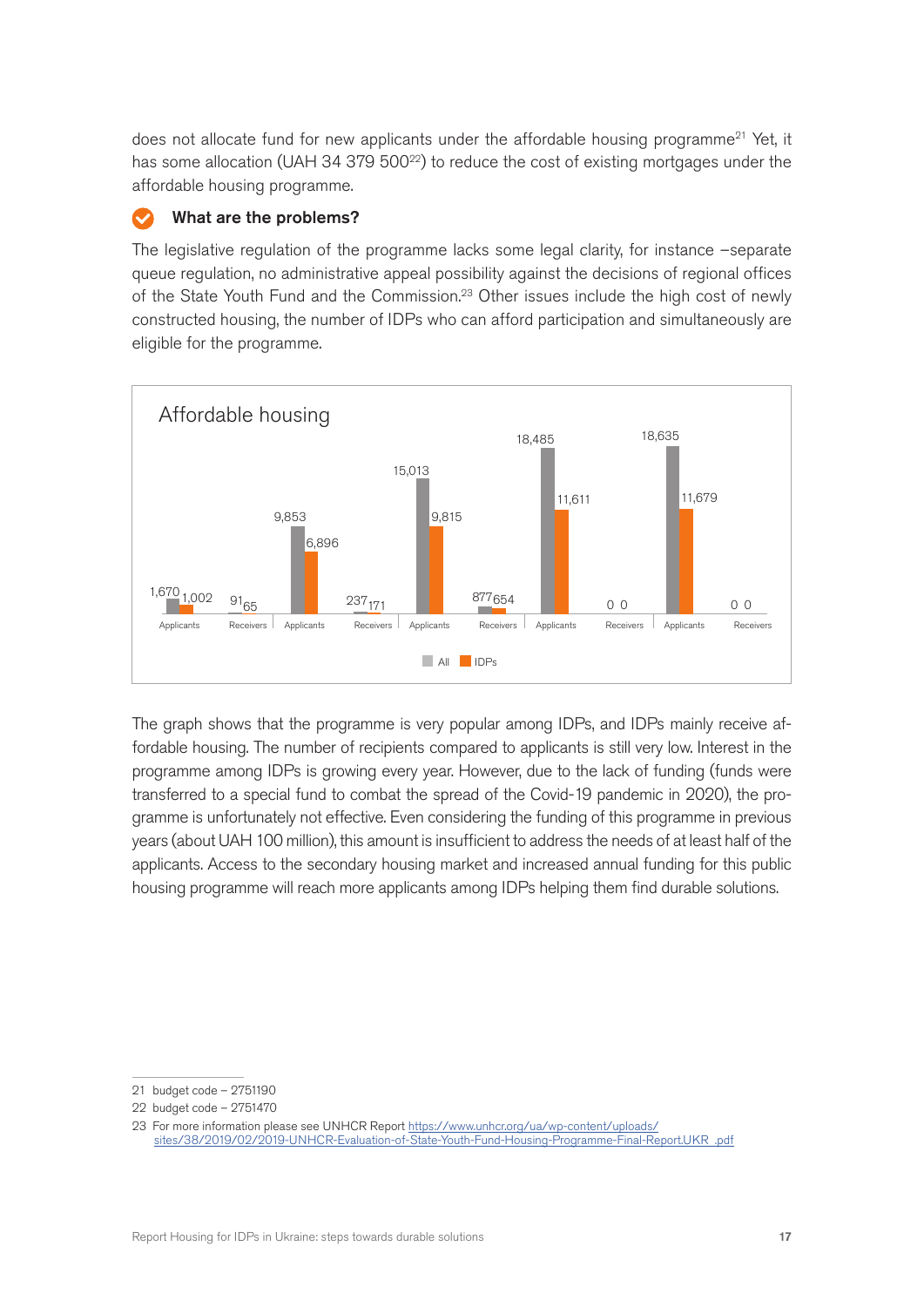does not allocate fund for new applicants under the affordable housing programme[21] Yet, it has some allocation (UAH 34 379 500[22]) to reduce the cost of existing mortgages under the affordable housing programme.

### What are the problems?

The legislative regulation of the programme lacks some legal clarity, for instance –separate queue regulation, no administrative appeal possibility against the decisions of regional offices of the State Youth Fund and the Commission.[23] Other issues include the high cost of newly constructed housing, the number of IDPs who can afford participation and simultaneously are eligible for the programme.

**Affordable housing**

| | All | IDPs |
|---|---|---|
| Applicants | 1,670 | 1,002 |
| Receivers | 91 | 65 |
| Applicants | 9,853 | 6,896 |
| Receivers | 237 | 171 |
| Applicants | 15,013 | 9,815 |
| Receivers | 877 | 654 |
| Applicants | 18,485 | 11,611 |
| Receivers | 0 | 0 |
| Applicants | 18,635 | 11,679 |
| Receivers | 0 | 0 |

The graph shows that the programme is very popular among IDPs, and IDPs mainly receive affordable housing. The number of recipients compared to applicants is still very low. Interest in the programme among IDPs is growing every year. However, due to the lack of funding (funds were transferred to a special fund to combat the spread of the Covid-19 pandemic in 2020), the programme is unfortunately not effective. Even considering the funding of this programme in previous years (about UAH 100 million), this amount is insufficient to address the needs of at least half of the applicants. Access to the secondary housing market and increased annual funding for this public housing programme will reach more applicants among IDPs helping them find durable solutions.

---

21 budget code – 2751190

22 budget code – 2751470

23 For more information please see UNHCR Report https://www.unhcr.org/ua/wp-content/uploads/sites/38/2019/02/2019-UNHCR-Evaluation-of-State-Youth-Fund-Housing-Programme-Final-Report.UKR_.pdf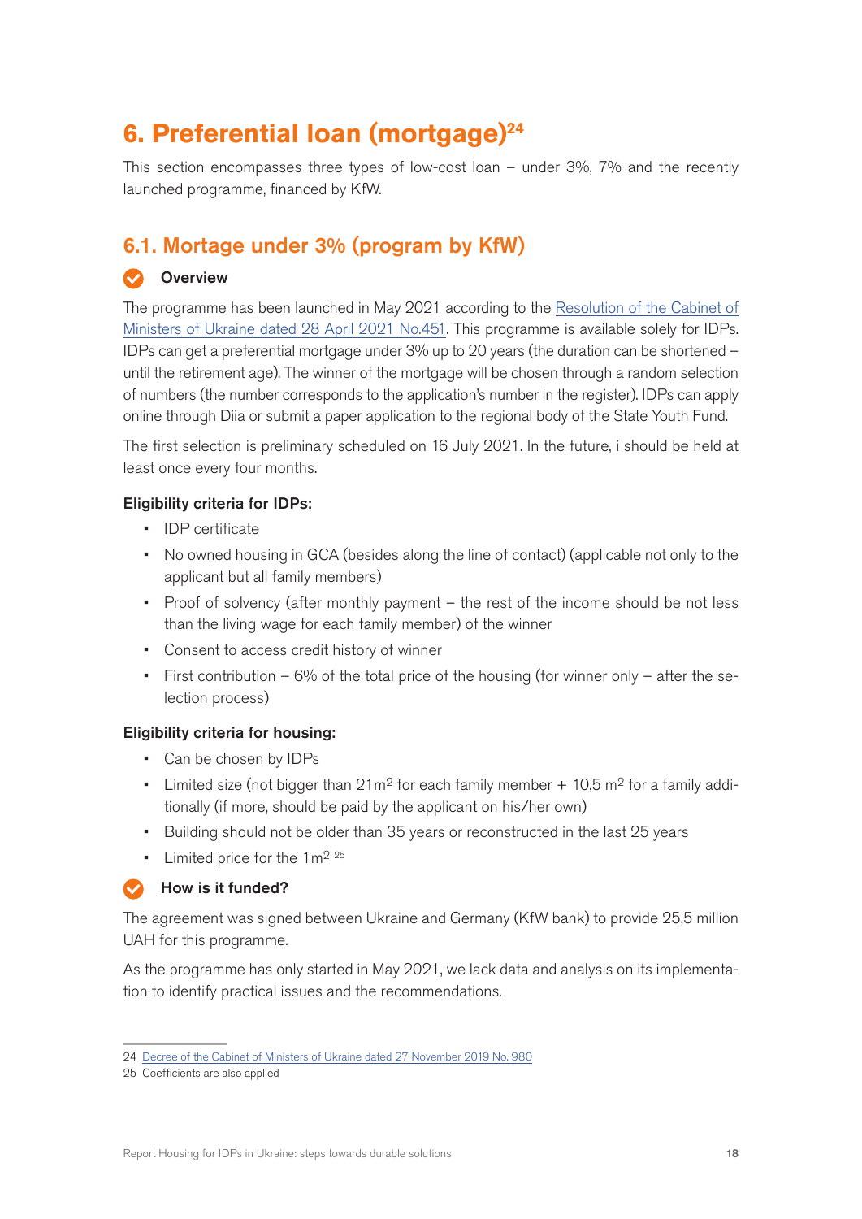# 6. Preferential loan (mortgage)[24]

This section encompasses three types of low-cost loan – under 3%, 7% and the recently launched programme, financed by KfW.

## 6.1. Mortage under 3% (program by KfW)

### Overview

The programme has been launched in May 2021 according to the Resolution of the Cabinet of Ministers of Ukraine dated 28 April 2021 No.451. This programme is available solely for IDPs. IDPs can get a preferential mortgage under 3% up to 20 years (the duration can be shortened – until the retirement age). The winner of the mortgage will be chosen through a random selection of numbers (the number corresponds to the application's number in the register). IDPs can apply online through Diia or submit a paper application to the regional body of the State Youth Fund.

The first selection is preliminary scheduled on 16 July 2021. In the future, i should be held at least once every four months.

**Eligibility criteria for IDPs:**

- IDP certificate
- No owned housing in GCA (besides along the line of contact) (applicable not only to the applicant but all family members)
- Proof of solvency (after monthly payment – the rest of the income should be not less than the living wage for each family member) of the winner
- Consent to access credit history of winner
- First contribution – 6% of the total price of the housing (for winner only – after the selection process)

**Eligibility criteria for housing:**

- Can be chosen by IDPs
- Limited size (not bigger than 21m$^2$ for each family member + 10,5 m$^2$ for a family additionally (if more, should be paid by the applicant on his/her own)
- Building should not be older than 35 years or reconstructed in the last 25 years
- Limited price for the 1m$^2$ [25]

### How is it funded?

The agreement was signed between Ukraine and Germany (KfW bank) to provide 25,5 million UAH for this programme.

As the programme has only started in May 2021, we lack data and analysis on its implementation to identify practical issues and the recommendations.

---

24 Decree of the Cabinet of Ministers of Ukraine dated 27 November 2019 No. 980

25 Coefficients are also applied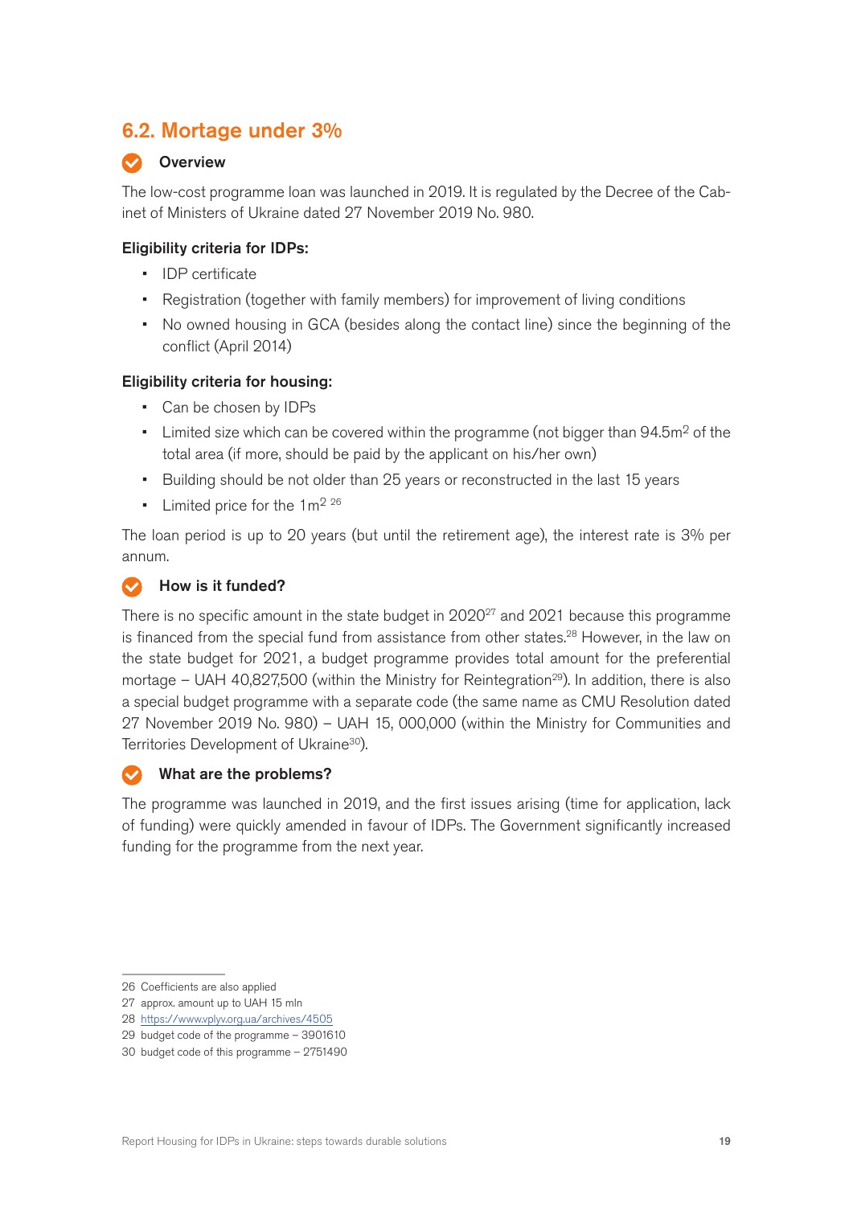## 6.2. Mortage under 3%

### Overview

The low-cost programme loan was launched in 2019. It is regulated by the Decree of the Cabinet of Ministers of Ukraine dated 27 November 2019 No. 980.

**Eligibility criteria for IDPs:**

- IDP certificate
- Registration (together with family members) for improvement of living conditions
- No owned housing in GCA (besides along the contact line) since the beginning of the conflict (April 2014)

**Eligibility criteria for housing:**

- Can be chosen by IDPs
- Limited size which can be covered within the programme (not bigger than 94.5m$^2$ of the total area (if more, should be paid by the applicant on his/her own)
- Building should be not older than 25 years or reconstructed in the last 15 years
- Limited price for the 1m$^2$ [26]

The loan period is up to 20 years (but until the retirement age), the interest rate is 3% per annum.

### How is it funded?

There is no specific amount in the state budget in 2020[27] and 2021 because this programme is financed from the special fund from assistance from other states.[28] However, in the law on the state budget for 2021, a budget programme provides total amount for the preferential mortage – UAH 40,827,500 (within the Ministry for Reintegration[29]). In addition, there is also a special budget programme with a separate code (the same name as CMU Resolution dated 27 November 2019 No. 980) – UAH 15, 000,000 (within the Ministry for Communities and Territories Development of Ukraine[30]).

### What are the problems?

The programme was launched in 2019, and the first issues arising (time for application, lack of funding) were quickly amended in favour of IDPs. The Government significantly increased funding for the programme from the next year.

---

26 Coefficients are also applied

27 approx. amount up to UAH 15 mln

28 https://www.vplyv.org.ua/archives/4505

29 budget code of the programme – 3901610

30 budget code of this programme – 2751490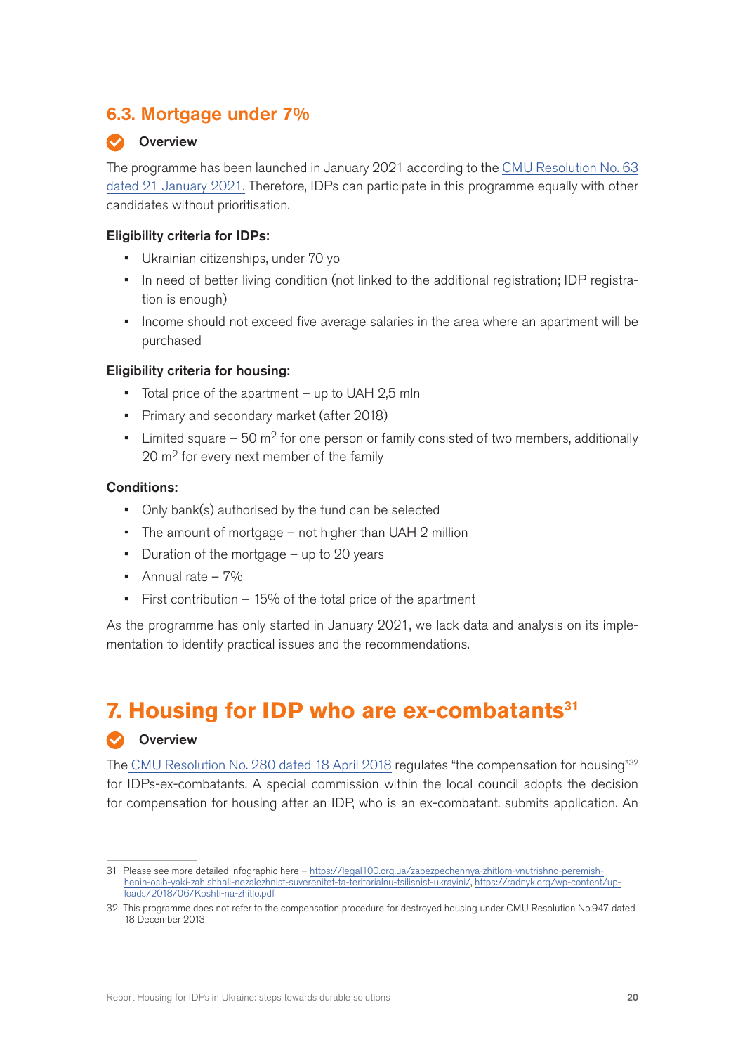## 6.3. Mortgage under 7%

### Overview

The programme has been launched in January 2021 according to the [CMU Resolution No. 63 dated 21 January 2021.](#) Therefore, IDPs can participate in this programme equally with other candidates without prioritisation.

**Eligibility criteria for IDPs:**

- Ukrainian citizenships, under 70 yo
- In need of better living condition (not linked to the additional registration; IDP registration is enough)
- Income should not exceed five average salaries in the area where an apartment will be purchased

**Eligibility criteria for housing:**

- Total price of the apartment – up to UAH 2,5 mln
- Primary and secondary market (after 2018)
- Limited square – 50 $m^2$ for one person or family consisted of two members, additionally 20 $m^2$ for every next member of the family

**Conditions:**

- Only bank(s) authorised by the fund can be selected
- The amount of mortgage – not higher than UAH 2 million
- Duration of the mortgage – up to 20 years
- Annual rate – 7%
- First contribution – 15% of the total price of the apartment

As the programme has only started in January 2021, we lack data and analysis on its implementation to identify practical issues and the recommendations.

# 7. Housing for IDP who are ex-combatants[31]

### Overview

The CMU Resolution No. 280 dated 18 April 2018 regulates "the compensation for housing"[32] for IDPs-ex-combatants. A special commission within the local council adopts the decision for compensation for housing after an IDP, who is an ex-combatant. submits application. An

---

31 Please see more detailed infographic here – https://legal100.org.ua/zabezpechennya-zhitlom-vnutrishno-peremish-henih-osib-yaki-zahishhali-nezalezhnist-suverenitet-ta-teritorialnu-tsilisnist-ukrayini/, https://radnyk.org/wp-content/uploads/2018/06/Koshti-na-zhitlo.pdf

32 This programme does not refer to the compensation procedure for destroyed housing under CMU Resolution No.947 dated 18 December 2013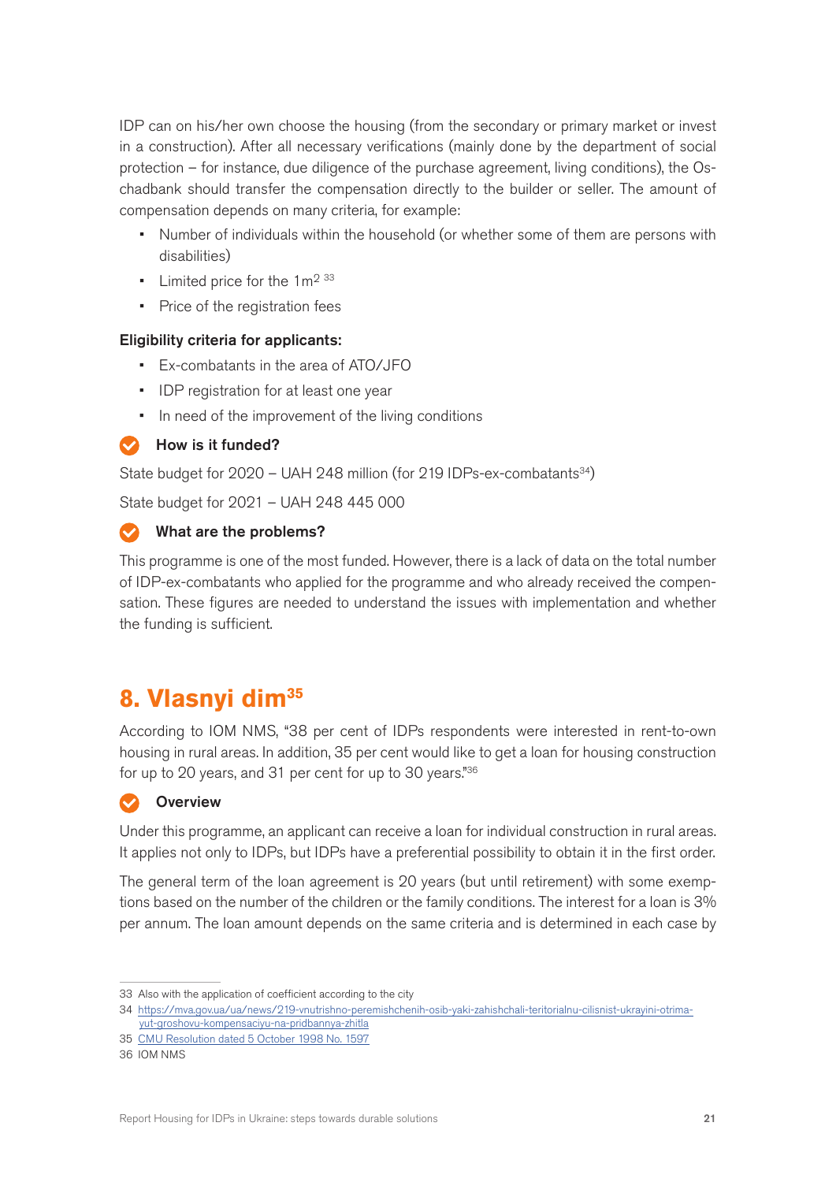IDP can on his/her own choose the housing (from the secondary or primary market or invest in a construction). After all necessary verifications (mainly done by the department of social protection – for instance, due diligence of the purchase agreement, living conditions), the Oschadbank should transfer the compensation directly to the builder or seller. The amount of compensation depends on many criteria, for example:

- Number of individuals within the household (or whether some of them are persons with disabilities)
- Limited price for the 1m$^2$ [33]
- Price of the registration fees

**Eligibility criteria for applicants:**

- Ex-combatants in the area of ATO/JFO
- IDP registration for at least one year
- In need of the improvement of the living conditions

### How is it funded?

State budget for 2020 – UAH 248 million (for 219 IDPs-ex-combatants[34])

State budget for 2021 – UAH 248 445 000

### What are the problems?

This programme is one of the most funded. However, there is a lack of data on the total number of IDP-ex-combatants who applied for the programme and who already received the compensation. These figures are needed to understand the issues with implementation and whether the funding is sufficient.

## 8. Vlasnyi dim[35]

According to IOM NMS, "38 per cent of IDPs respondents were interested in rent-to-own housing in rural areas. In addition, 35 per cent would like to get a loan for housing construction for up to 20 years, and 31 per cent for up to 30 years."[36]

### Overview

Under this programme, an applicant can receive a loan for individual construction in rural areas. It applies not only to IDPs, but IDPs have a preferential possibility to obtain it in the first order.

The general term of the loan agreement is 20 years (but until retirement) with some exemptions based on the number of the children or the family conditions. The interest for a loan is 3% per annum. The loan amount depends on the same criteria and is determined in each case by

---

33 Also with the application of coefficient according to the city

34 https://mva.gov.ua/ua/news/219-vnutrishno-peremishchenih-osib-yaki-zahishchali-teritorialnu-cilisnist-ukrayini-otrimayut-groshovu-kompensaciyu-na-pridbannya-zhitla

35 CMU Resolution dated 5 October 1998 No. 1597

36 IOM NMS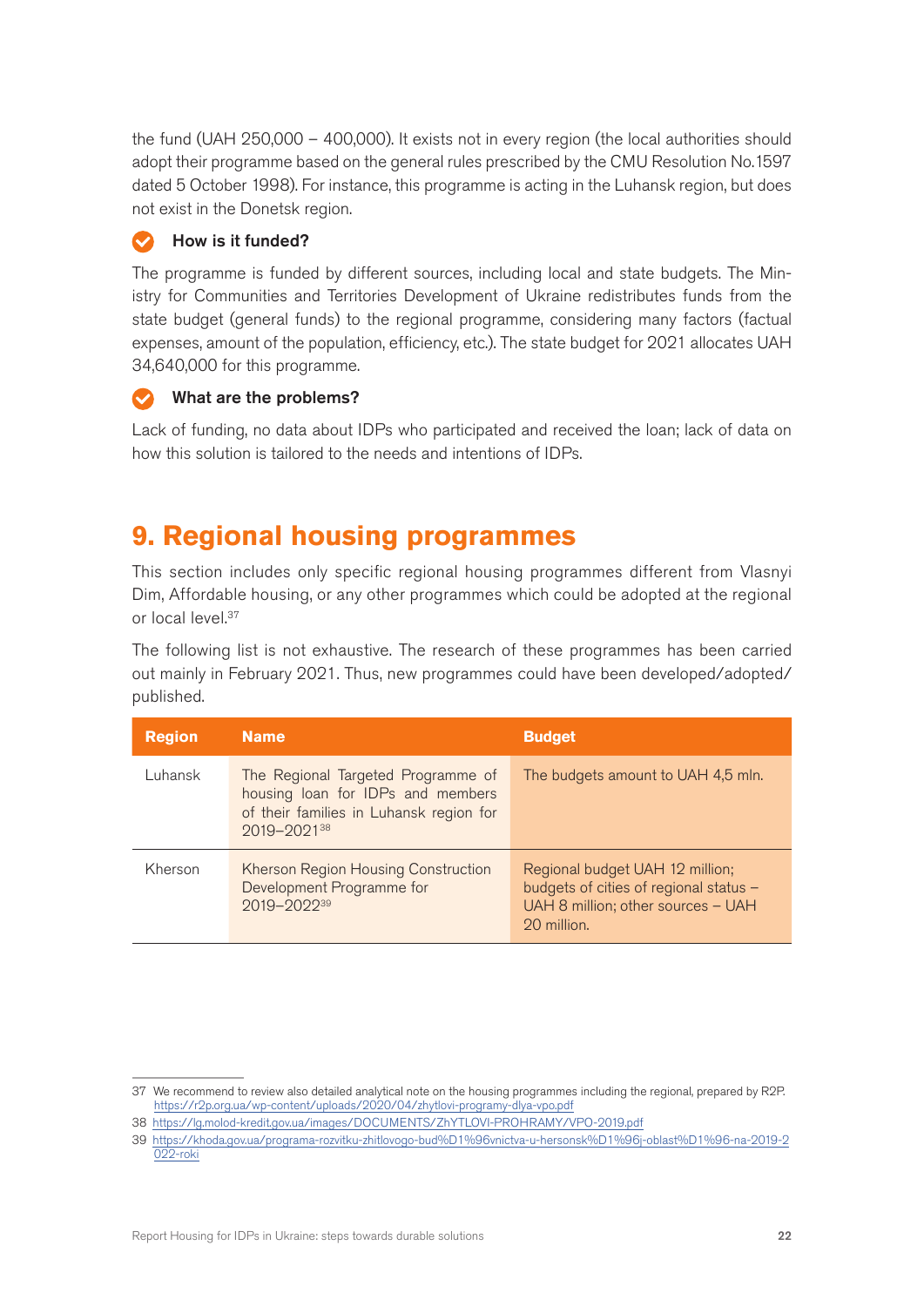the fund (UAH 250,000 – 400,000). It exists not in every region (the local authorities should adopt their programme based on the general rules prescribed by the CMU Resolution No.1597 dated 5 October 1998). For instance, this programme is acting in the Luhansk region, but does not exist in the Donetsk region.

**How is it funded?**

The programme is funded by different sources, including local and state budgets. The Ministry for Communities and Territories Development of Ukraine redistributes funds from the state budget (general funds) to the regional programme, considering many factors (factual expenses, amount of the population, efficiency, etc.). The state budget for 2021 allocates UAH 34,640,000 for this programme.

**What are the problems?**

Lack of funding, no data about IDPs who participated and received the loan; lack of data on how this solution is tailored to the needs and intentions of IDPs.

## 9. Regional housing programmes

This section includes only specific regional housing programmes different from Vlasnyi Dim, Affordable housing, or any other programmes which could be adopted at the regional or local level.[37]

The following list is not exhaustive. The research of these programmes has been carried out mainly in February 2021. Thus, new programmes could have been developed/adopted/published.

| Region | Name | Budget |
|---|---|---|
| Luhansk | The Regional Targeted Programme of housing loan for IDPs and members of their families in Luhansk region for 2019–2021[38] | The budgets amount to UAH 4,5 mln. |
| Kherson | Kherson Region Housing Construction Development Programme for 2019–2022[39] | Regional budget UAH 12 million; budgets of cities of regional status – UAH 8 million; other sources – UAH 20 million. |

37 We recommend to review also detailed analytical note on the housing programmes including the regional, prepared by R2P. https://r2p.org.ua/wp-content/uploads/2020/04/zhytlovi-programy-dlya-vpo.pdf

38 https://lg.molod-kredit.gov.ua/images/DOCUMENTS/ZhYTLOVI-PROHRAMY/VPO-2019.pdf

39 https://khoda.gov.ua/programa-rozvitku-zhitlovogo-bud%D1%96vnictva-u-hersonsk%D1%96j-oblast%D1%96-na-2019-2022-roki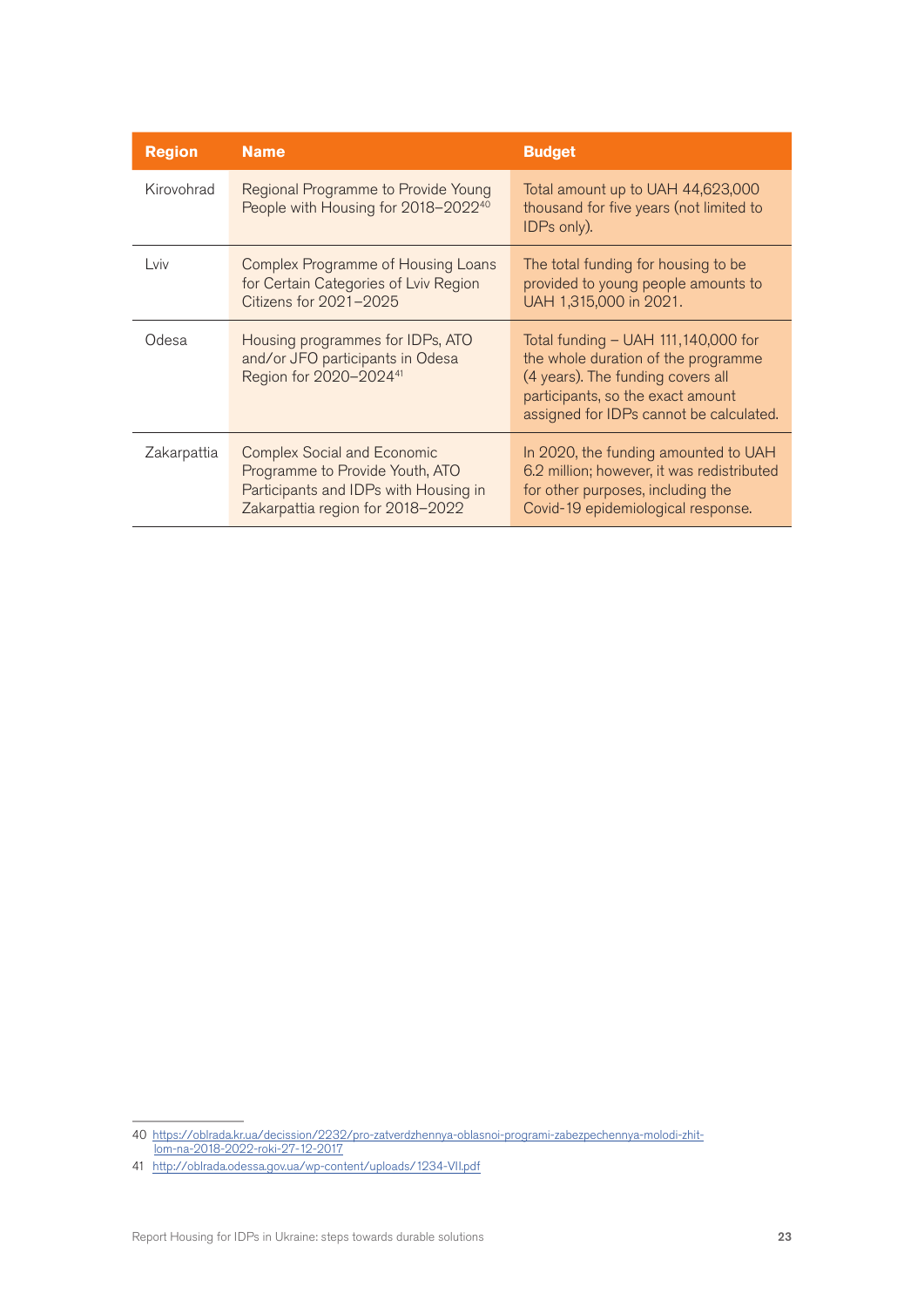| Region | Name | Budget |
|---|---|---|
| Kirovohrad | Regional Programme to Provide Young People with Housing for 2018–2022[40] | Total amount up to UAH 44,623,000 thousand for five years (not limited to IDPs only). |
| Lviv | Complex Programme of Housing Loans for Certain Categories of Lviv Region Citizens for 2021–2025 | The total funding for housing to be provided to young people amounts to UAH 1,315,000 in 2021. |
| Odesa | Housing programmes for IDPs, ATO and/or JFO participants in Odesa Region for 2020–2024[41] | Total funding – UAH 111,140,000 for the whole duration of the programme (4 years). The funding covers all participants, so the exact amount assigned for IDPs cannot be calculated. |
| Zakarpattia | Complex Social and Economic Programme to Provide Youth, ATO Participants and IDPs with Housing in Zakarpattia region for 2018–2022 | In 2020, the funding amounted to UAH 6.2 million; however, it was redistributed for other purposes, including the Covid-19 epidemiological response. |

40 https://oblrada.kr.ua/decission/2232/pro-zatverdzhennya-oblasnoi-programi-zabezpechennya-molodi-zhitlom-na-2018-2022-roki-27-12-2017

41 http://oblrada.odessa.gov.ua/wp-content/uploads/1234-VII.pdf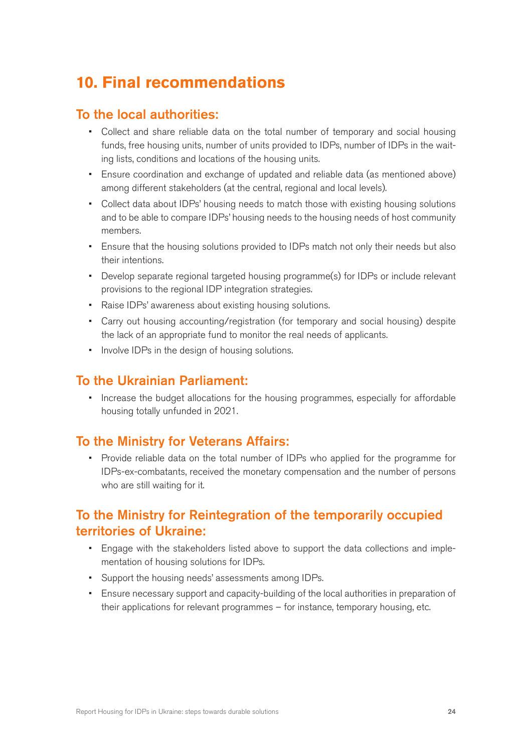# 10. Final recommendations

## To the local authorities:

- Collect and share reliable data on the total number of temporary and social housing funds, free housing units, number of units provided to IDPs, number of IDPs in the waiting lists, conditions and locations of the housing units.
- Ensure coordination and exchange of updated and reliable data (as mentioned above) among different stakeholders (at the central, regional and local levels).
- Collect data about IDPs' housing needs to match those with existing housing solutions and to be able to compare IDPs' housing needs to the housing needs of host community members.
- Ensure that the housing solutions provided to IDPs match not only their needs but also their intentions.
- Develop separate regional targeted housing programme(s) for IDPs or include relevant provisions to the regional IDP integration strategies.
- Raise IDPs' awareness about existing housing solutions.
- Carry out housing accounting/registration (for temporary and social housing) despite the lack of an appropriate fund to monitor the real needs of applicants.
- Involve IDPs in the design of housing solutions.

## To the Ukrainian Parliament:

- Increase the budget allocations for the housing programmes, especially for affordable housing totally unfunded in 2021.

## To the Ministry for Veterans Affairs:

- Provide reliable data on the total number of IDPs who applied for the programme for IDPs-ex-combatants, received the monetary compensation and the number of persons who are still waiting for it.

## To the Ministry for Reintegration of the temporarily occupied territories of Ukraine:

- Engage with the stakeholders listed above to support the data collections and implementation of housing solutions for IDPs.
- Support the housing needs' assessments among IDPs.
- Ensure necessary support and capacity-building of the local authorities in preparation of their applications for relevant programmes – for instance, temporary housing, etc.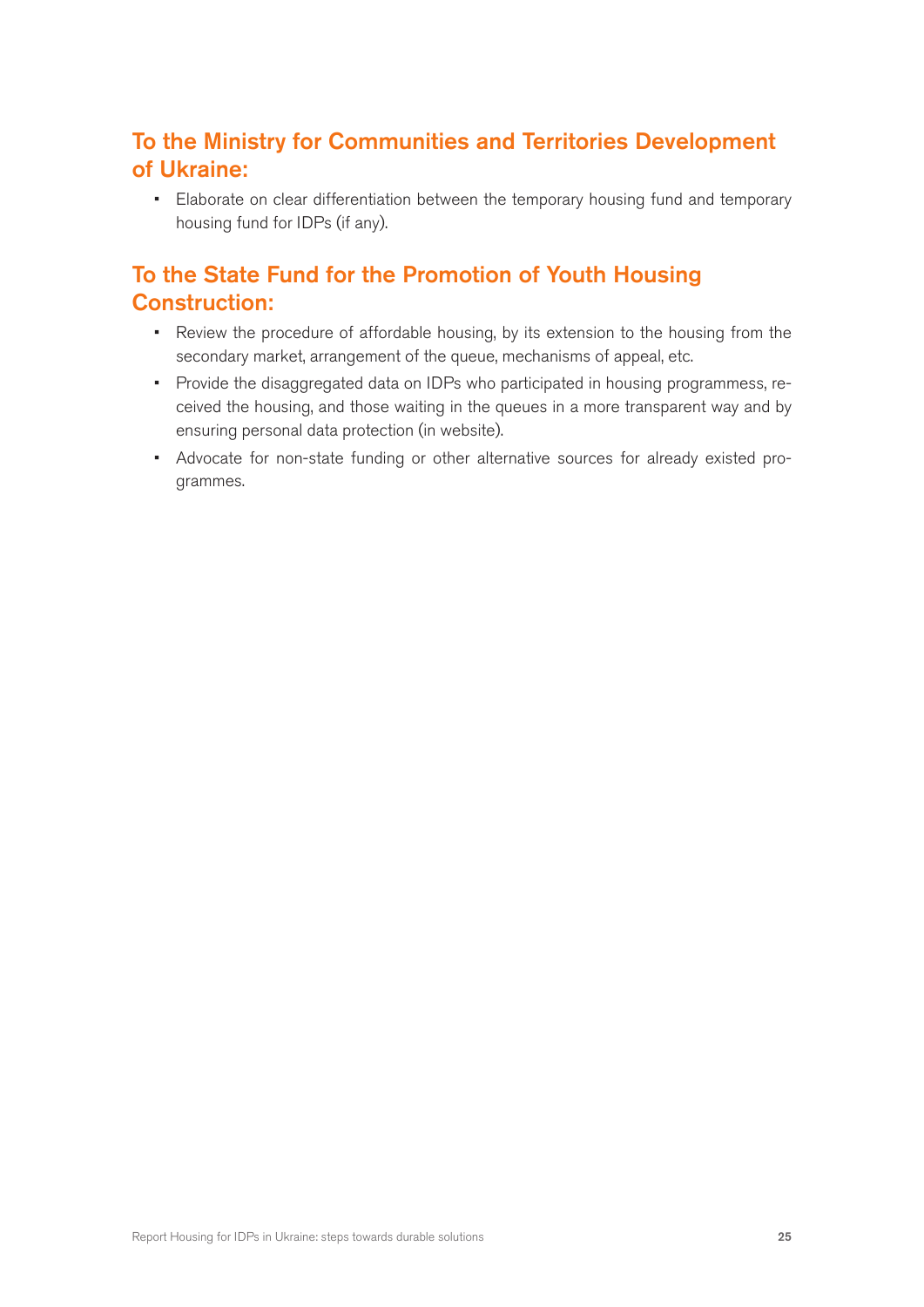## To the Ministry for Communities and Territories Development of Ukraine:

- Elaborate on clear differentiation between the temporary housing fund and temporary housing fund for IDPs (if any).

## To the State Fund for the Promotion of Youth Housing Construction:

- Review the procedure of affordable housing, by its extension to the housing from the secondary market, arrangement of the queue, mechanisms of appeal, etc.
- Provide the disaggregated data on IDPs who participated in housing programmess, received the housing, and those waiting in the queues in a more transparent way and by ensuring personal data protection (in website).
- Advocate for non-state funding or other alternative sources for already existed programmes.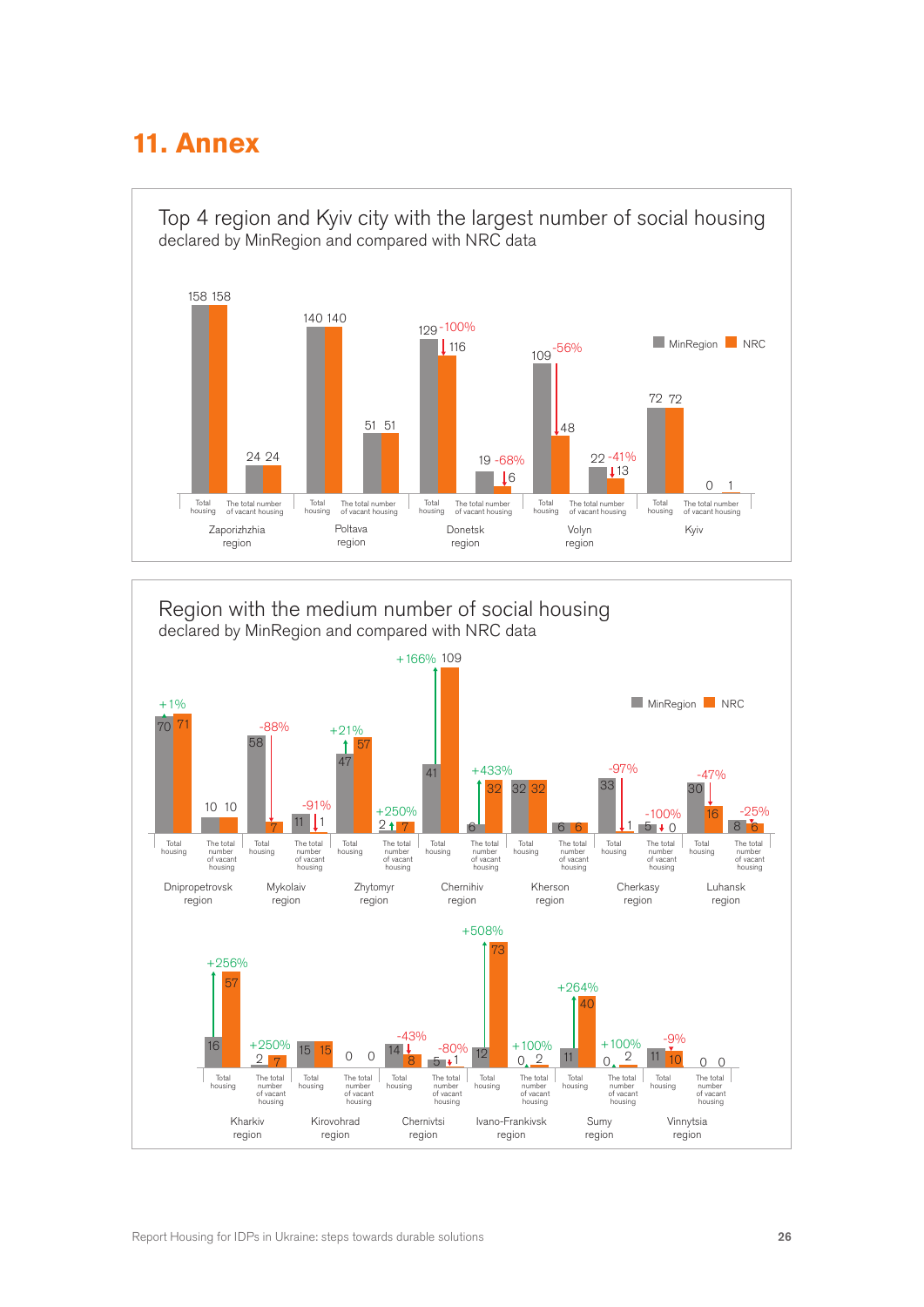# 11. Annex

## Top 4 region and Kyiv city with the largest number of social housing

declared by MinRegion and compared with NRC data

| Region | Indicator | MinRegion | NRC | Change |
|---|---|---|---|---|
| Zaporizhzhia region | Total housing | 158 | 158 | |
| Zaporizhzhia region | The total number of vacant housing | 24 | 24 | |
| Poltava region | Total housing | 140 | 140 | |
| Poltava region | The total number of vacant housing | 51 | 51 | |
| Donetsk region | Total housing | 129 | 116 | -100% |
| Donetsk region | The total number of vacant housing | 19 | 6 | -68% |
| Volyn region | Total housing | 109 | 48 | -56% |
| Volyn region | The total number of vacant housing | 22 | 13 | -41% |
| Kyiv | Total housing | 72 | 72 | |
| Kyiv | The total number of vacant housing | 0 | 1 | |

## Region with the medium number of social housing

declared by MinRegion and compared with NRC data

| Region | Indicator | MinRegion | NRC | Change |
|---|---|---|---|---|
| Dnipropetrovsk region | Total housing | 70 | 71 | +1% |
| Dnipropetrovsk region | The total number of vacant housing | 10 | 10 | |
| Mykolaiv region | Total housing | 58 | 7 | -88% |
| Mykolaiv region | The total number of vacant housing | 11 | 1 | -91% |
| Zhytomyr region | Total housing | 47 | 57 | +21% |
| Zhytomyr region | The total number of vacant housing | 2 | 7 | +250% |
| Chernihiv region | Total housing | 41 | 109 | +166% |
| Chernihiv region | The total number of vacant housing | 6 | 32 | +433% |
| Kherson region | Total housing | 32 | 32 | |
| Kherson region | The total number of vacant housing | 6 | 6 | |
| Cherkasy region | Total housing | 33 | 1 | -97% |
| Cherkasy region | The total number of vacant housing | 5 | 0 | -100% |
| Luhansk region | Total housing | 30 | 16 | -47% |
| Luhansk region | The total number of vacant housing | 8 | 6 | -25% |
| Kharkiv region | Total housing | 16 | 57 | +256% |
| Kharkiv region | The total number of vacant housing | 2 | 7 | +250% |
| Kirovohrad region | Total housing | 15 | 15 | |
| Kirovohrad region | The total number of vacant housing | 0 | 0 | |
| Chernivtsi region | Total housing | 14 | 8 | -43% |
| Chernivtsi region | The total number of vacant housing | 5 | 1 | -80% |
| Ivano-Frankivsk region | Total housing | 12 | 73 | +508% |
| Ivano-Frankivsk region | The total number of vacant housing | 0 | 2 | +100% |
| Sumy region | Total housing | 11 | 40 | +264% |
| Sumy region | The total number of vacant housing | 0 | 2 | +100% |
| Vinnytsia region | Total housing | 11 | 10 | -9% |
| Vinnytsia region | The total number of vacant housing | 0 | 0 | |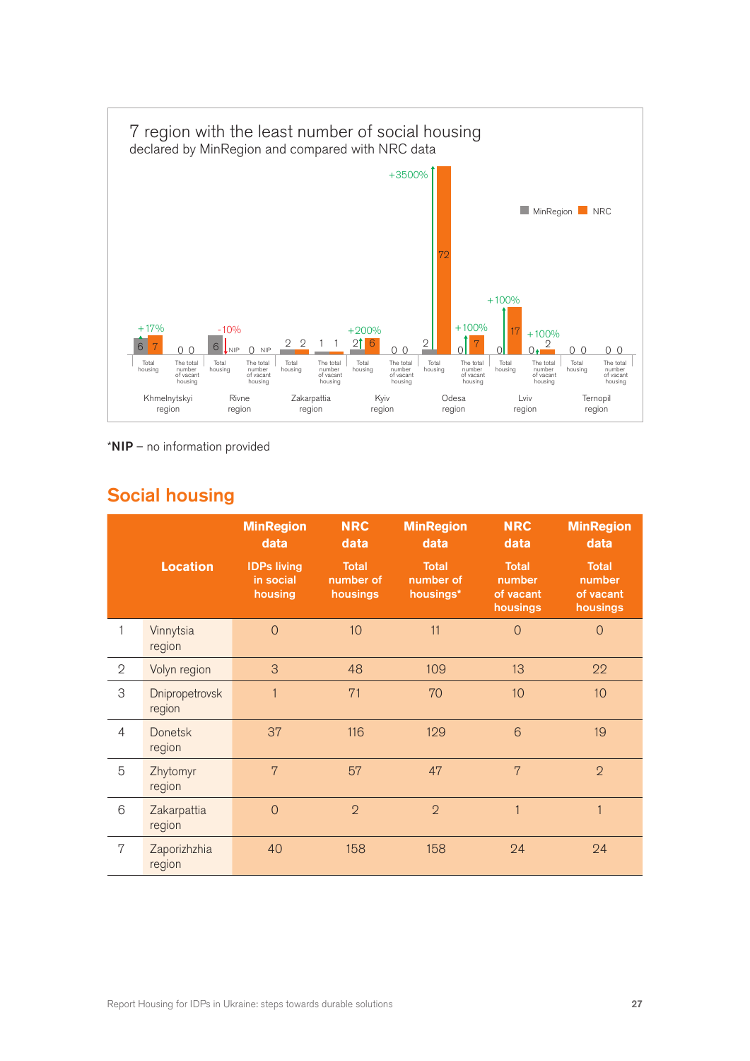7 region with the least number of social housing
declared by MinRegion and compared with NRC data

| Region | Category | MinRegion | NRC | Change |
|---|---|---|---|---|
| Khmelnytskyi region | Total housing | 6 | 7 | +17% |
| Khmelnytskyi region | The total number of vacant housing | 0 | 0 | |
| Rivne region | Total housing | 6 | NIP | -10% |
| Rivne region | The total number of vacant housing | 0 | NIP | |
| Zakarpattia region | Total housing | 2 | 2 | |
| Zakarpattia region | The total number of vacant housing | 1 | 1 | |
| Kyiv region | Total housing | 2 | 6 | +200% |
| Kyiv region | The total number of vacant housing | 0 | 0 | |
| Odesa region | Total housing | 2 | 72 | +3500% |
| Odesa region | The total number of vacant housing | 0 | 7 | +100% |
| Lviv region | Total housing | 0 | 17 | +100% |
| Lviv region | The total number of vacant housing | 0 | 2 | +100% |
| Ternopil region | Total housing | 0 | 0 | |
| Ternopil region | The total number of vacant housing | 0 | 0 | |

*NIP – no information provided

## Social housing

| | Location | MinRegion data<br>IDPs living in social housing | NRC data<br>Total number of housings | MinRegion data<br>Total number of housings* | NRC data<br>Total number of vacant housings | MinRegion data<br>Total number of vacant housings |
|---|---|---|---|---|---|---|
| 1 | Vinnytsia region | 0 | 10 | 11 | 0 | 0 |
| 2 | Volyn region | 3 | 48 | 109 | 13 | 22 |
| 3 | Dnipropetrovsk region | 1 | 71 | 70 | 10 | 10 |
| 4 | Donetsk region | 37 | 116 | 129 | 6 | 19 |
| 5 | Zhytomyr region | 7 | 57 | 47 | 7 | 2 |
| 6 | Zakarpattia region | 0 | 2 | 2 | 1 | 1 |
| 7 | Zaporizhzhia region | 40 | 158 | 158 | 24 | 24 |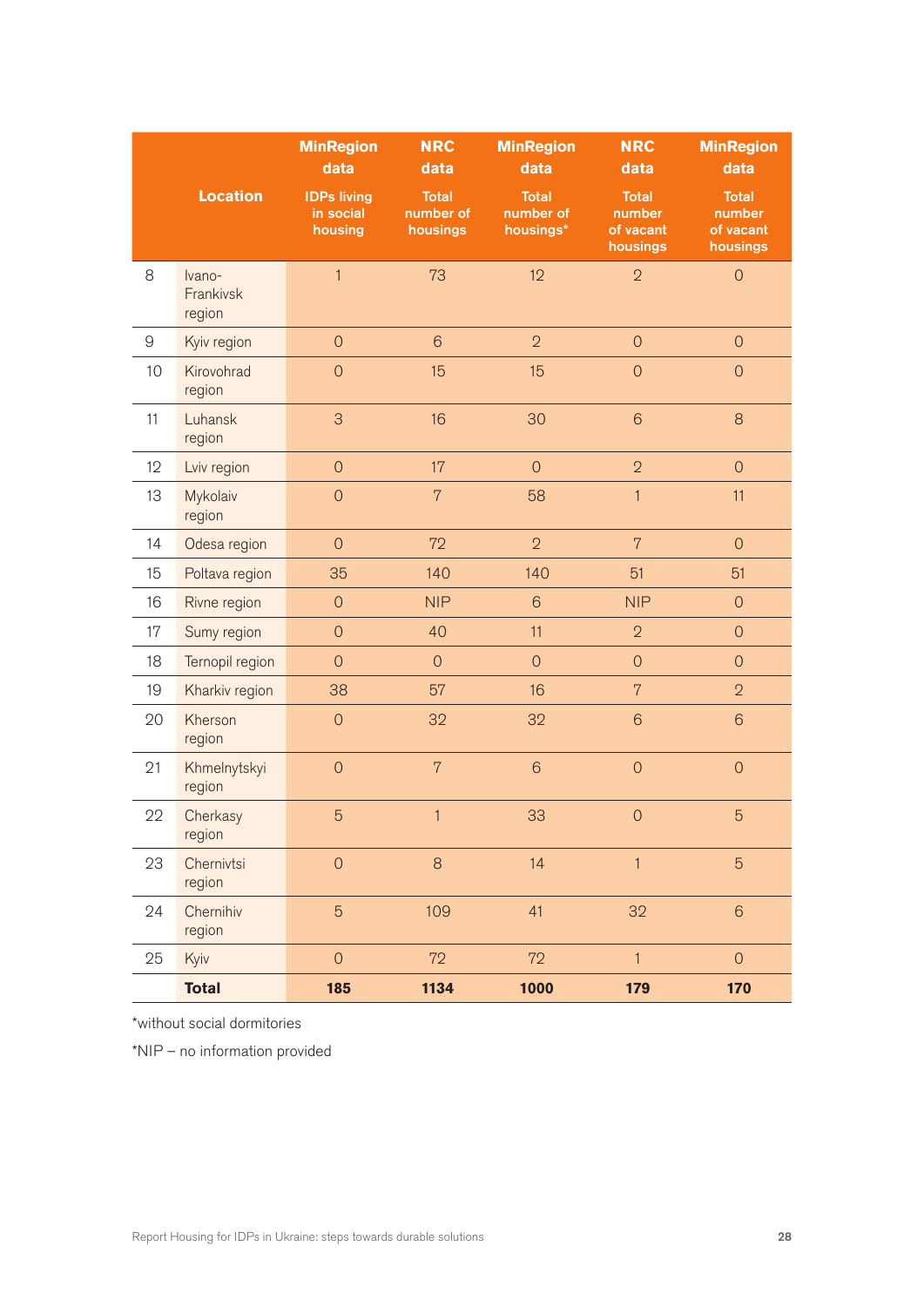| | Location | MinRegion data IDPs living in social housing | NRC data Total number of housings | MinRegion data Total number of housings* | NRC data Total number of vacant housings | MinRegion data Total number of vacant housings |
|---|---|---|---|---|---|---|
| 8 | Ivano-Frankivsk region | 1 | 73 | 12 | 2 | 0 |
| 9 | Kyiv region | 0 | 6 | 2 | 0 | 0 |
| 10 | Kirovohrad region | 0 | 15 | 15 | 0 | 0 |
| 11 | Luhansk region | 3 | 16 | 30 | 6 | 8 |
| 12 | Lviv region | 0 | 17 | 0 | 2 | 0 |
| 13 | Mykolaiv region | 0 | 7 | 58 | 1 | 11 |
| 14 | Odesa region | 0 | 72 | 2 | 7 | 0 |
| 15 | Poltava region | 35 | 140 | 140 | 51 | 51 |
| 16 | Rivne region | 0 | NIP | 6 | NIP | 0 |
| 17 | Sumy region | 0 | 40 | 11 | 2 | 0 |
| 18 | Ternopil region | 0 | 0 | 0 | 0 | 0 |
| 19 | Kharkiv region | 38 | 57 | 16 | 7 | 2 |
| 20 | Kherson region | 0 | 32 | 32 | 6 | 6 |
| 21 | Khmelnytskyi region | 0 | 7 | 6 | 0 | 0 |
| 22 | Cherkasy region | 5 | 1 | 33 | 0 | 5 |
| 23 | Chernivtsi region | 0 | 8 | 14 | 1 | 5 |
| 24 | Chernihiv region | 5 | 109 | 41 | 32 | 6 |
| 25 | Kyiv | 0 | 72 | 72 | 1 | 0 |
| | **Total** | **185** | **1134** | **1000** | **179** | **170** |

*without social dormitories

*NIP – no information provided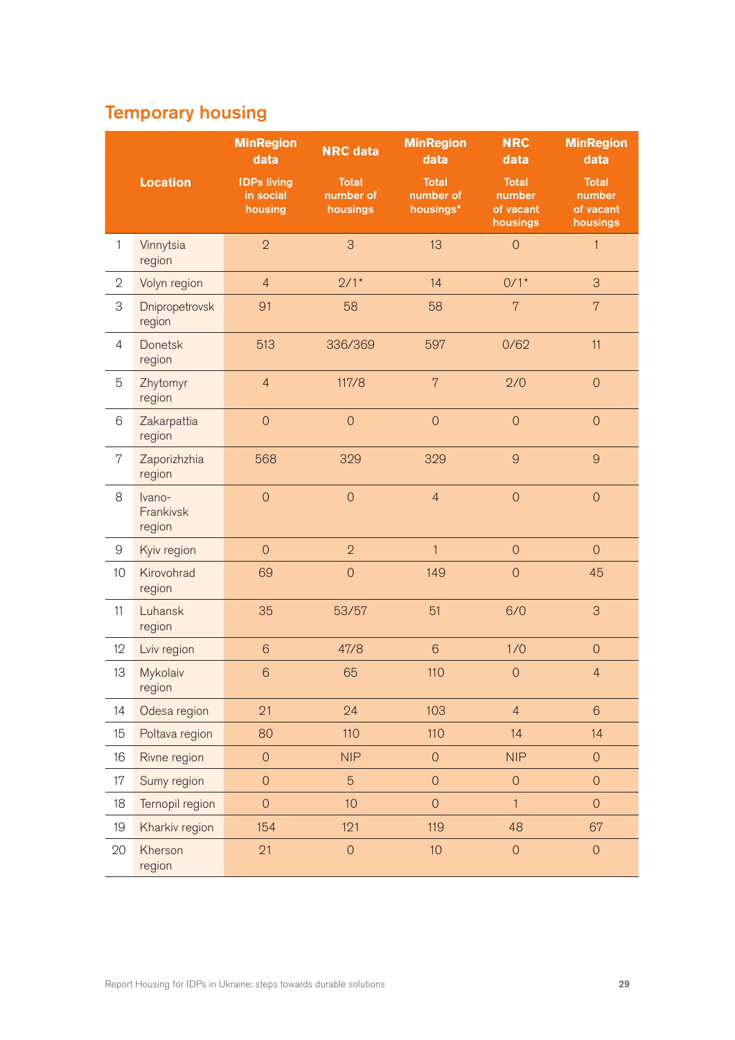## Temporary housing

| | Location | MinRegion data<br>IDPs living in social housing | NRC data<br>Total number of housings | MinRegion data<br>Total number of housings* | NRC data<br>Total number of vacant housings | MinRegion data<br>Total number of vacant housings |
|---|---|---|---|---|---|---|
| 1 | Vinnytsia region | 2 | 3 | 13 | 0 | 1 |
| 2 | Volyn region | 4 | 2/1* | 14 | 0/1* | 3 |
| 3 | Dnipropetrovsk region | 91 | 58 | 58 | 7 | 7 |
| 4 | Donetsk region | 513 | 336/369 | 597 | 0/62 | 11 |
| 5 | Zhytomyr region | 4 | 117/8 | 7 | 2/0 | 0 |
| 6 | Zakarpattia region | 0 | 0 | 0 | 0 | 0 |
| 7 | Zaporizhzhia region | 568 | 329 | 329 | 9 | 9 |
| 8 | Ivano-Frankivsk region | 0 | 0 | 4 | 0 | 0 |
| 9 | Kyiv region | 0 | 2 | 1 | 0 | 0 |
| 10 | Kirovohrad region | 69 | 0 | 149 | 0 | 45 |
| 11 | Luhansk region | 35 | 53/57 | 51 | 6/0 | 3 |
| 12 | Lviv region | 6 | 47/8 | 6 | 1/0 | 0 |
| 13 | Mykolaiv region | 6 | 65 | 110 | 0 | 4 |
| 14 | Odesa region | 21 | 24 | 103 | 4 | 6 |
| 15 | Poltava region | 80 | 110 | 110 | 14 | 14 |
| 16 | Rivne region | 0 | NIP | 0 | NIP | 0 |
| 17 | Sumy region | 0 | 5 | 0 | 0 | 0 |
| 18 | Ternopil region | 0 | 10 | 0 | 1 | 0 |
| 19 | Kharkiv region | 154 | 121 | 119 | 48 | 67 |
| 20 | Kherson region | 21 | 0 | 10 | 0 | 0 |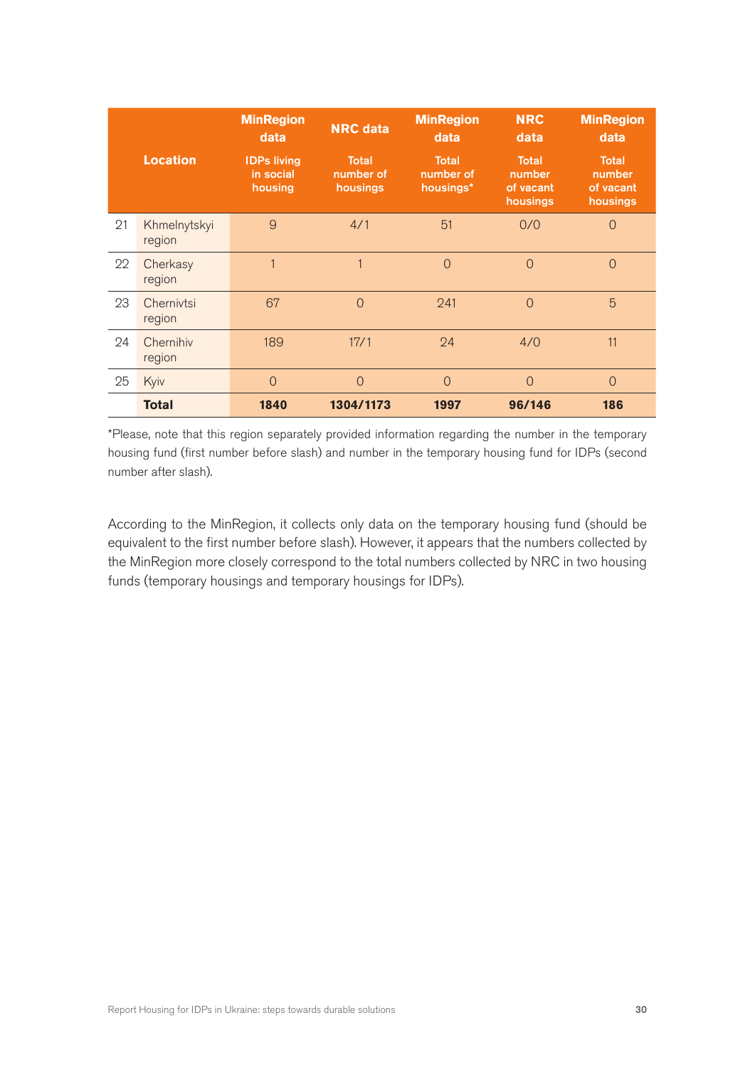| | Location | MinRegion data<br>IDPs living in social housing | NRC data<br>Total number of housings | MinRegion data<br>Total number of housings* | NRC data<br>Total number of vacant housings | MinRegion data<br>Total number of vacant housings |
|---|---|---|---|---|---|---|
| 21 | Khmelnytskyi region | 9 | 4/1 | 51 | 0/0 | 0 |
| 22 | Cherkasy region | 1 | 1 | 0 | 0 | 0 |
| 23 | Chernivtsi region | 67 | 0 | 241 | 0 | 5 |
| 24 | Chernihiv region | 189 | 17/1 | 24 | 4/0 | 11 |
| 25 | Kyiv | 0 | 0 | 0 | 0 | 0 |
| | **Total** | **1840** | **1304/1173** | **1997** | **96/146** | **186** |

*Please, note that this region separately provided information regarding the number in the temporary housing fund (first number before slash) and number in the temporary housing fund for IDPs (second number after slash).

According to the MinRegion, it collects only data on the temporary housing fund (should be equivalent to the first number before slash). However, it appears that the numbers collected by the MinRegion more closely correspond to the total numbers collected by NRC in two housing funds (temporary housings and temporary housings for IDPs).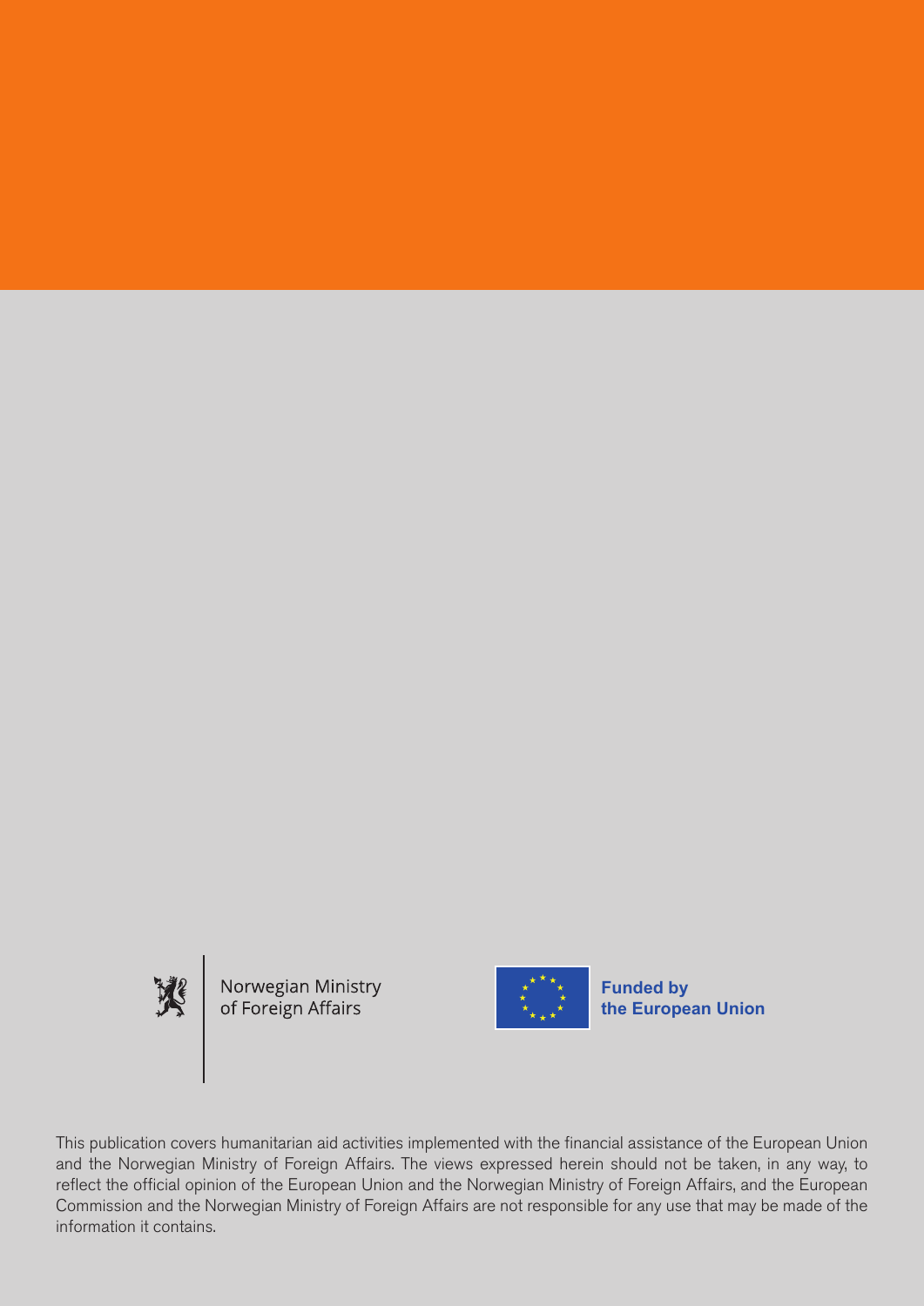Norwegian Ministry of Foreign Affairs

Funded by the European Union

This publication covers humanitarian aid activities implemented with the financial assistance of the European Union and the Norwegian Ministry of Foreign Affairs. The views expressed herein should not be taken, in any way, to reflect the official opinion of the European Union and the Norwegian Ministry of Foreign Affairs, and the European Commission and the Norwegian Ministry of Foreign Affairs are not responsible for any use that may be made of the information it contains.